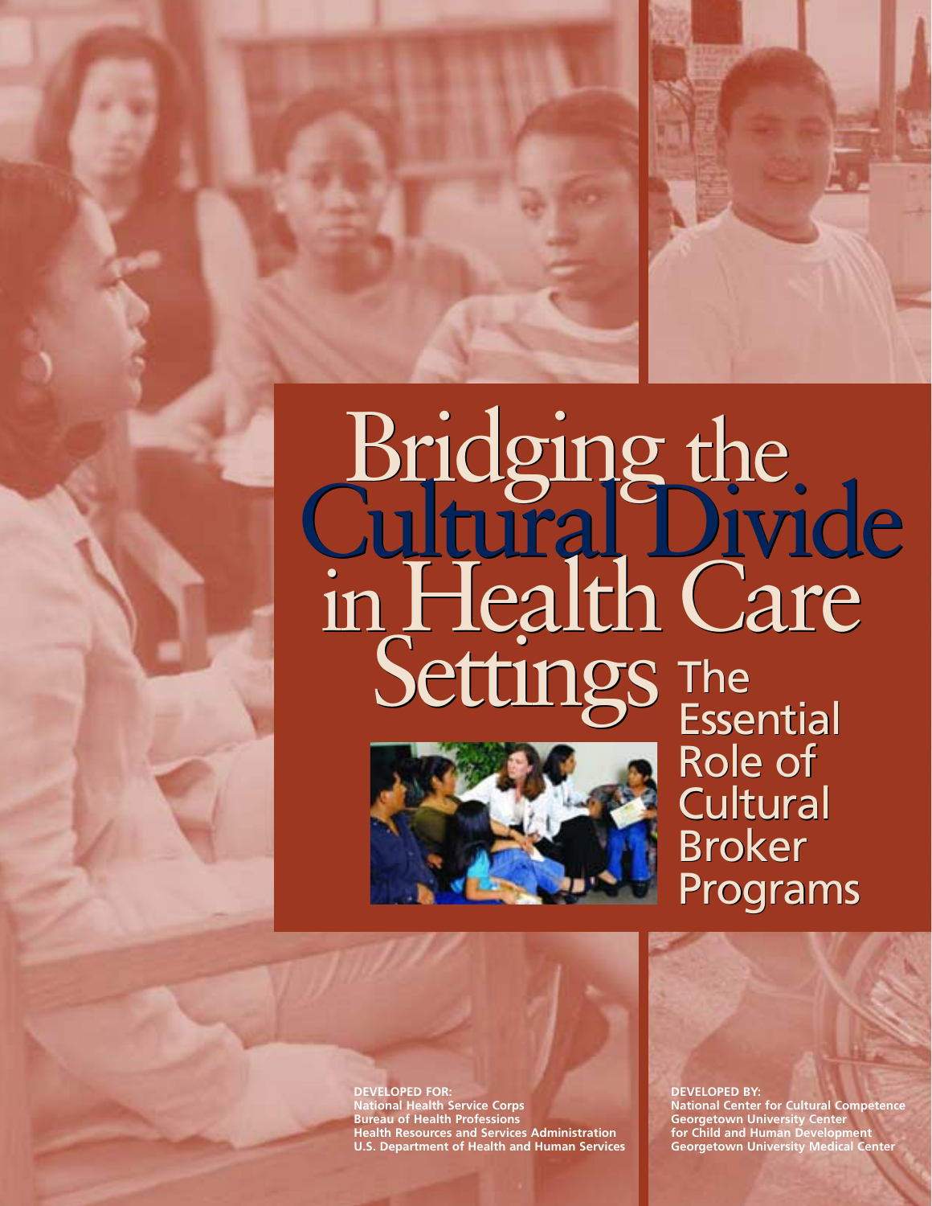# Bridging the Cultural Divide in Health Care Settings

## The Essential Role of Cultural Broker Programs

**DEVELOPED FOR:**
**National Health Service Corps**
**Bureau of Health Professions**
**Health Resources and Services Administration**
**U.S. Department of Health and Human Services**

**DEVELOPED BY:**
**National Center for Cultural Competence**
**Georgetown University Center for Child and Human Development**
**Georgetown University Medical Center**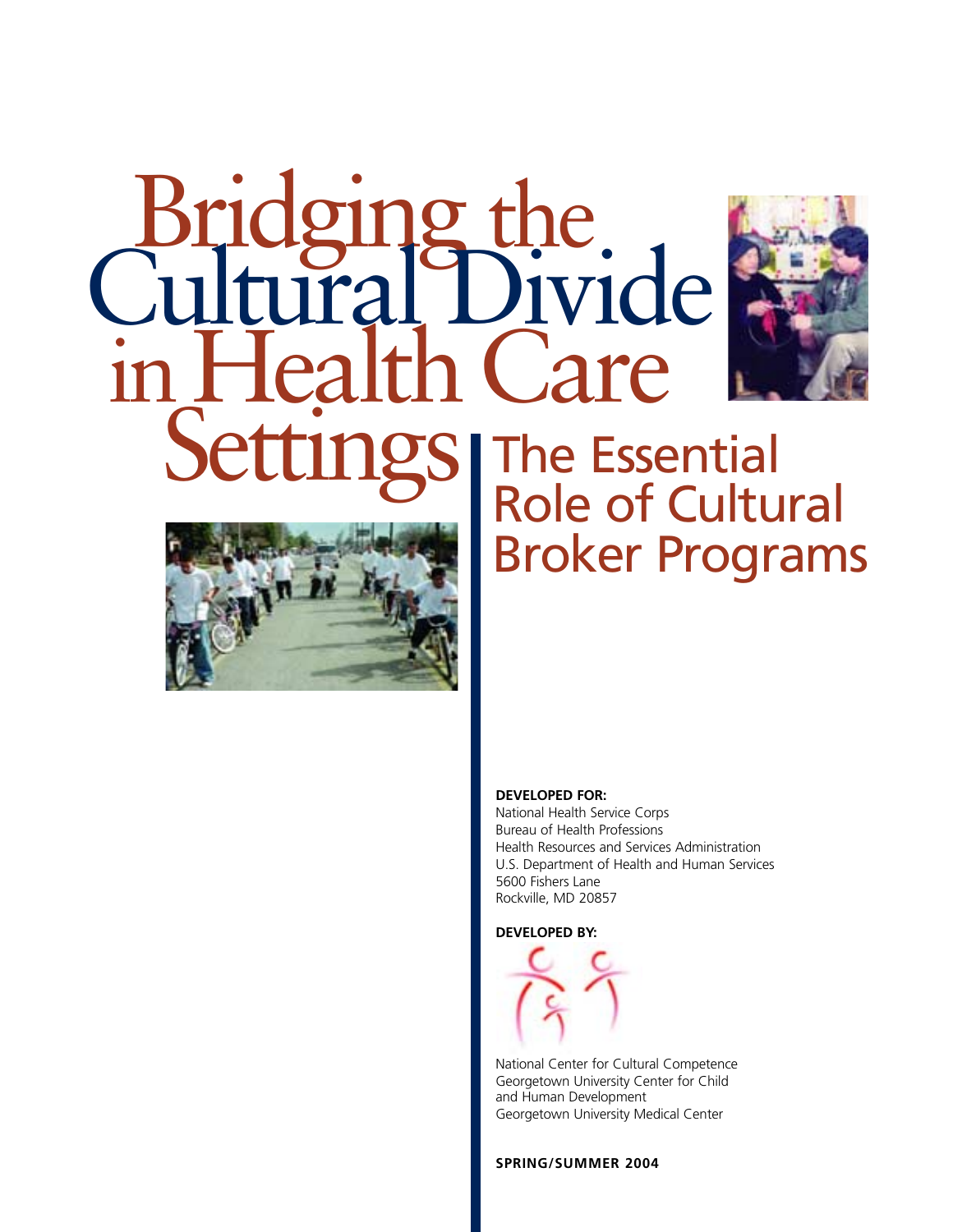# Bridging the Cultural Divide in Health Care Settings

## The Essential Role of Cultural Broker Programs

**DEVELOPED FOR:**

National Health Service Corps
Bureau of Health Professions
Health Resources and Services Administration
U.S. Department of Health and Human Services
5600 Fishers Lane
Rockville, MD 20857

**DEVELOPED BY:**

National Center for Cultural Competence
Georgetown University Center for Child and Human Development
Georgetown University Medical Center

**SPRING/SUMMER 2004**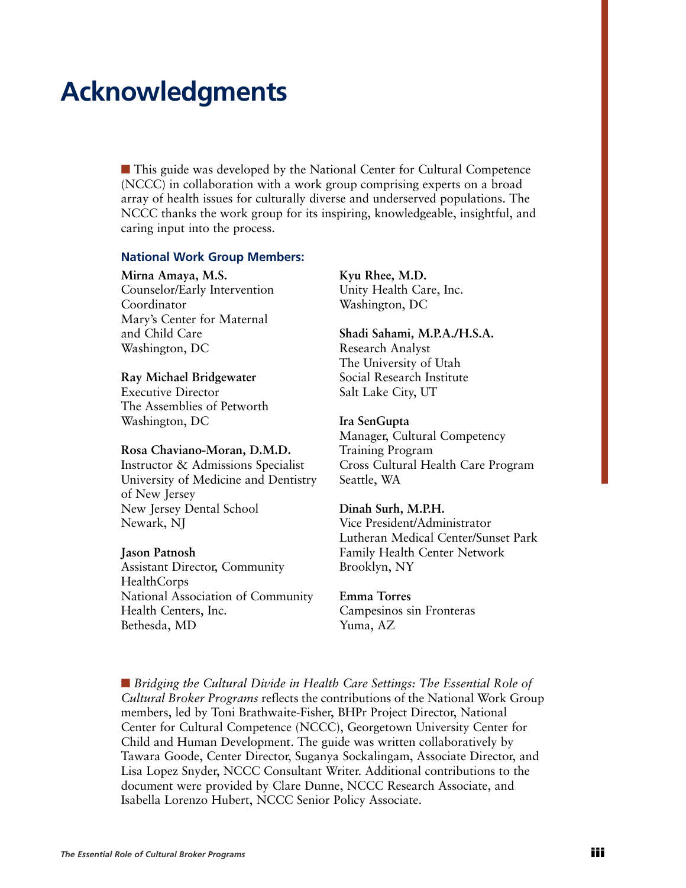# Acknowledgments

This guide was developed by the National Center for Cultural Competence (NCCC) in collaboration with a work group comprising experts on a broad array of health issues for culturally diverse and underserved populations. The NCCC thanks the work group for its inspiring, knowledgeable, insightful, and caring input into the process.

### National Work Group Members:

**Mirna Amaya, M.S.**
Counselor/Early Intervention Coordinator
Mary's Center for Maternal and Child Care
Washington, DC

**Ray Michael Bridgewater**
Executive Director
The Assemblies of Petworth
Washington, DC

**Rosa Chaviano-Moran, D.M.D.**
Instructor & Admissions Specialist
University of Medicine and Dentistry of New Jersey
New Jersey Dental School
Newark, NJ

**Jason Patnosh**
Assistant Director, Community HealthCorps
National Association of Community Health Centers, Inc.
Bethesda, MD

**Kyu Rhee, M.D.**
Unity Health Care, Inc.
Washington, DC

**Shadi Sahami, M.P.A./H.S.A.**
Research Analyst
The University of Utah
Social Research Institute
Salt Lake City, UT

**Ira SenGupta**
Manager, Cultural Competency Training Program
Cross Cultural Health Care Program
Seattle, WA

**Dinah Surh, M.P.H.**
Vice President/Administrator
Lutheran Medical Center/Sunset Park Family Health Center Network
Brooklyn, NY

**Emma Torres**
Campesinos sin Fronteras
Yuma, AZ

*Bridging the Cultural Divide in Health Care Settings: The Essential Role of Cultural Broker Programs* reflects the contributions of the National Work Group members, led by Toni Brathwaite-Fisher, BHPr Project Director, National Center for Cultural Competence (NCCC), Georgetown University Center for Child and Human Development. The guide was written collaboratively by Tawara Goode, Center Director, Suganya Sockalingam, Associate Director, and Lisa Lopez Snyder, NCCC Consultant Writer. Additional contributions to the document were provided by Clare Dunne, NCCC Research Associate, and Isabella Lorenzo Hubert, NCCC Senior Policy Associate.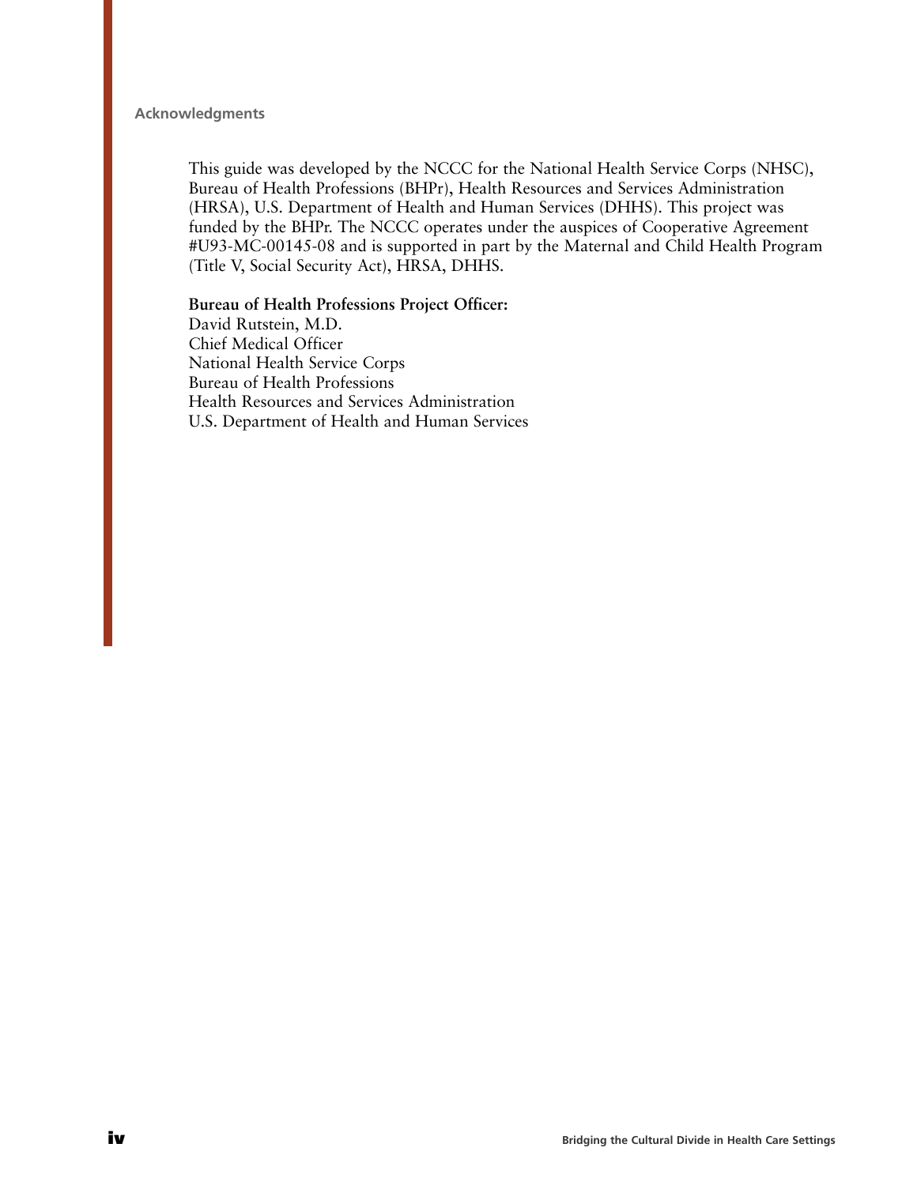## Acknowledgments

This guide was developed by the NCCC for the National Health Service Corps (NHSC), Bureau of Health Professions (BHPr), Health Resources and Services Administration (HRSA), U.S. Department of Health and Human Services (DHHS). This project was funded by the BHPr. The NCCC operates under the auspices of Cooperative Agreement #U93-MC-00145-08 and is supported in part by the Maternal and Child Health Program (Title V, Social Security Act), HRSA, DHHS.

**Bureau of Health Professions Project Officer:**
David Rutstein, M.D.
Chief Medical Officer
National Health Service Corps
Bureau of Health Professions
Health Resources and Services Administration
U.S. Department of Health and Human Services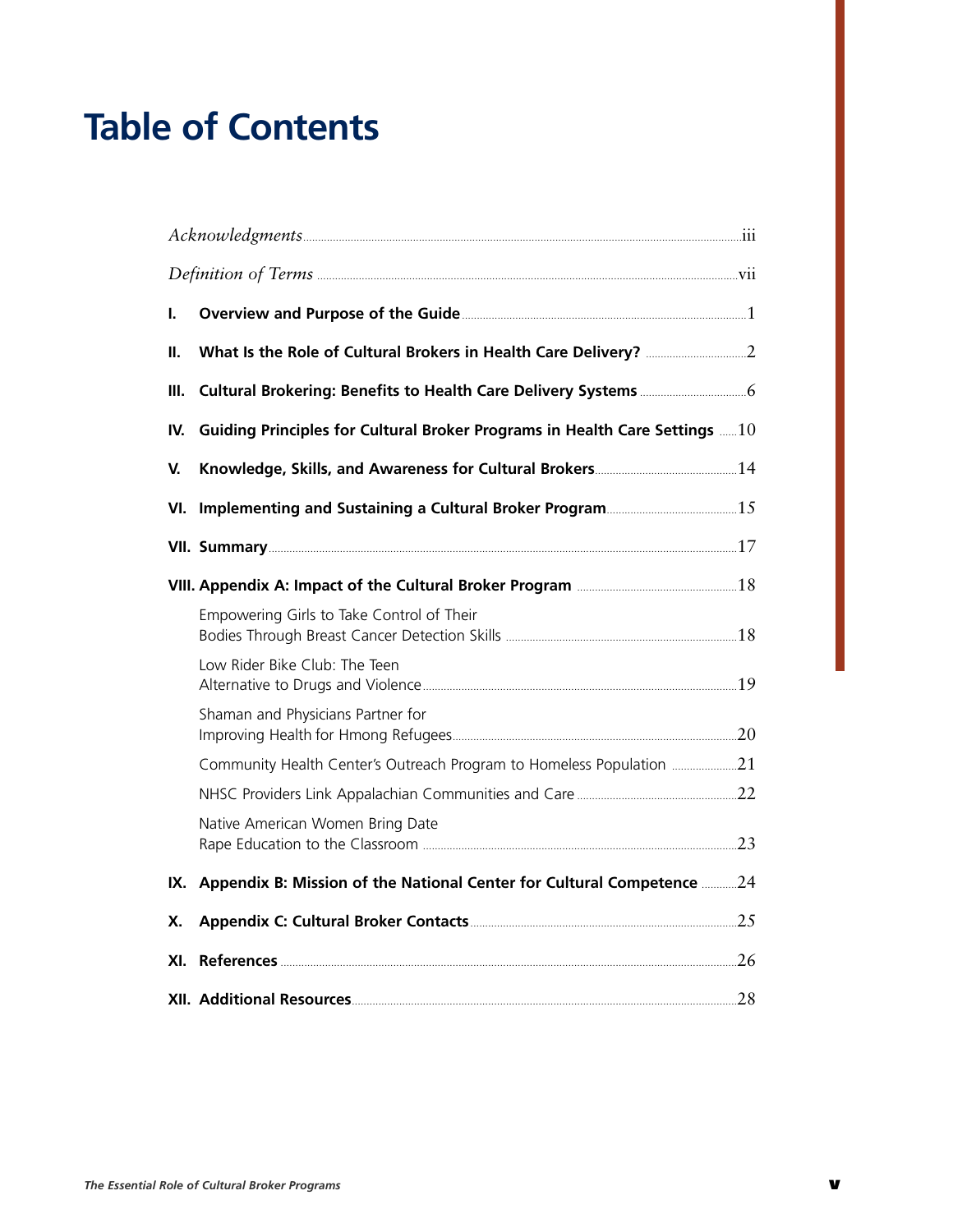# Table of Contents

| | | |
|---|---|---|
| | *Acknowledgments* | iii |
| | *Definition of Terms* | vii |
| I. | **Overview and Purpose of the Guide** | 1 |
| II. | **What Is the Role of Cultural Brokers in Health Care Delivery?** | 2 |
| III. | **Cultural Brokering: Benefits to Health Care Delivery Systems** | 6 |
| IV. | **Guiding Principles for Cultural Broker Programs in Health Care Settings** | 10 |
| V. | **Knowledge, Skills, and Awareness for Cultural Brokers** | 14 |
| VI. | **Implementing and Sustaining a Cultural Broker Program** | 15 |
| VII. | **Summary** | 17 |
| VIII. | **Appendix A: Impact of the Cultural Broker Program** | 18 |
| | Empowering Girls to Take Control of Their Bodies Through Breast Cancer Detection Skills | 18 |
| | Low Rider Bike Club: The Teen Alternative to Drugs and Violence | 19 |
| | Shaman and Physicians Partner for Improving Health for Hmong Refugees | 20 |
| | Community Health Center's Outreach Program to Homeless Population | 21 |
| | NHSC Providers Link Appalachian Communities and Care | 22 |
| | Native American Women Bring Date Rape Education to the Classroom | 23 |
| IX. | **Appendix B: Mission of the National Center for Cultural Competence** | 24 |
| X. | **Appendix C: Cultural Broker Contacts** | 25 |
| XI. | **References** | 26 |
| XII. | **Additional Resources** | 28 |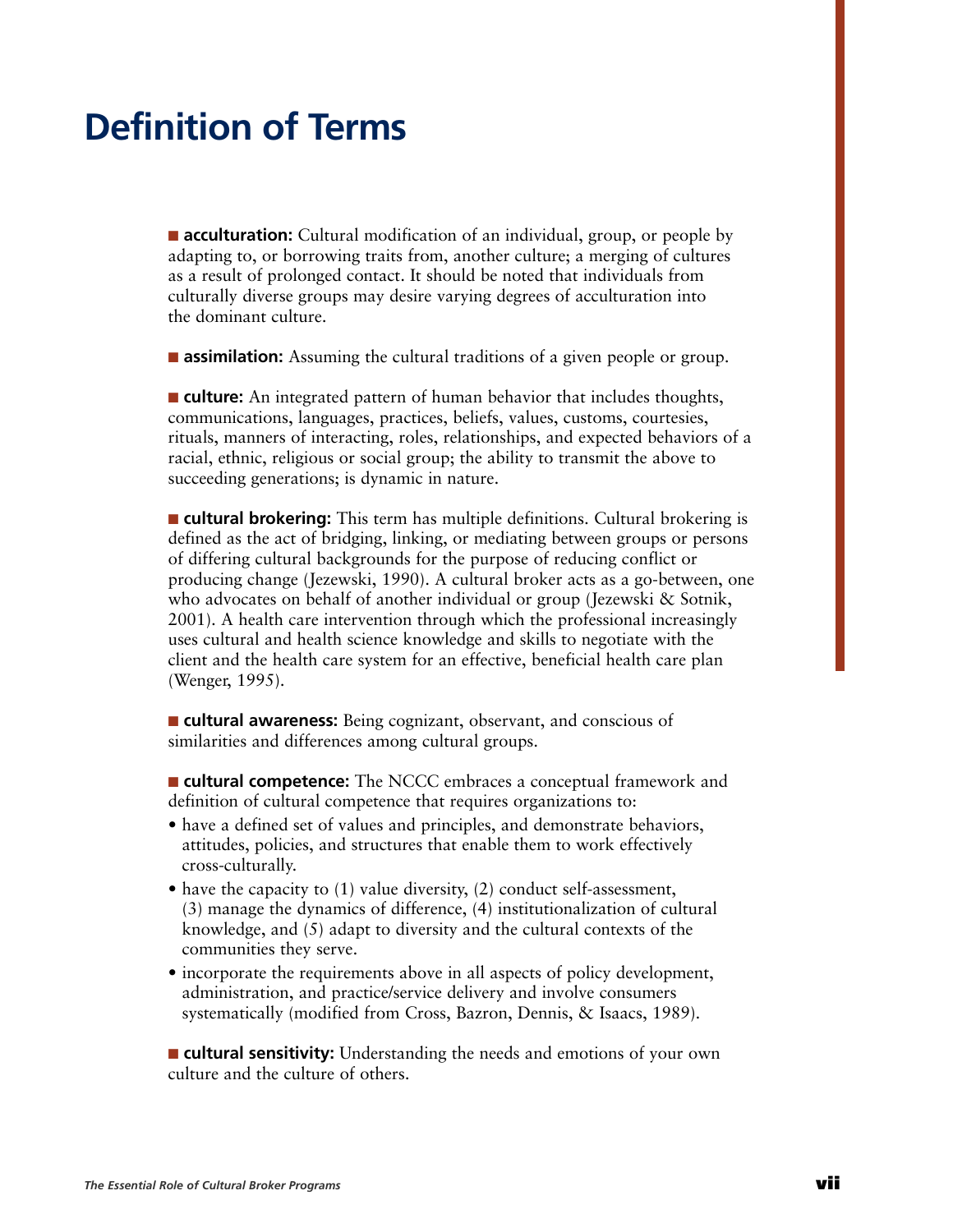# Definition of Terms

- **acculturation:** Cultural modification of an individual, group, or people by adapting to, or borrowing traits from, another culture; a merging of cultures as a result of prolonged contact. It should be noted that individuals from culturally diverse groups may desire varying degrees of acculturation into the dominant culture.

- **assimilation:** Assuming the cultural traditions of a given people or group.

- **culture:** An integrated pattern of human behavior that includes thoughts, communications, languages, practices, beliefs, values, customs, courtesies, rituals, manners of interacting, roles, relationships, and expected behaviors of a racial, ethnic, religious or social group; the ability to transmit the above to succeeding generations; is dynamic in nature.

- **cultural brokering:** This term has multiple definitions. Cultural brokering is defined as the act of bridging, linking, or mediating between groups or persons of differing cultural backgrounds for the purpose of reducing conflict or producing change (Jezewski, 1990). A cultural broker acts as a go-between, one who advocates on behalf of another individual or group (Jezewski & Sotnik, 2001). A health care intervention through which the professional increasingly uses cultural and health science knowledge and skills to negotiate with the client and the health care system for an effective, beneficial health care plan (Wenger, 1995).

- **cultural awareness:** Being cognizant, observant, and conscious of similarities and differences among cultural groups.

- **cultural competence:** The NCCC embraces a conceptual framework and definition of cultural competence that requires organizations to:
  - have a defined set of values and principles, and demonstrate behaviors, attitudes, policies, and structures that enable them to work effectively cross-culturally.
  - have the capacity to (1) value diversity, (2) conduct self-assessment, (3) manage the dynamics of difference, (4) institutionalization of cultural knowledge, and (5) adapt to diversity and the cultural contexts of the communities they serve.
  - incorporate the requirements above in all aspects of policy development, administration, and practice/service delivery and involve consumers systematically (modified from Cross, Bazron, Dennis, & Isaacs, 1989).

- **cultural sensitivity:** Understanding the needs and emotions of your own culture and the culture of others.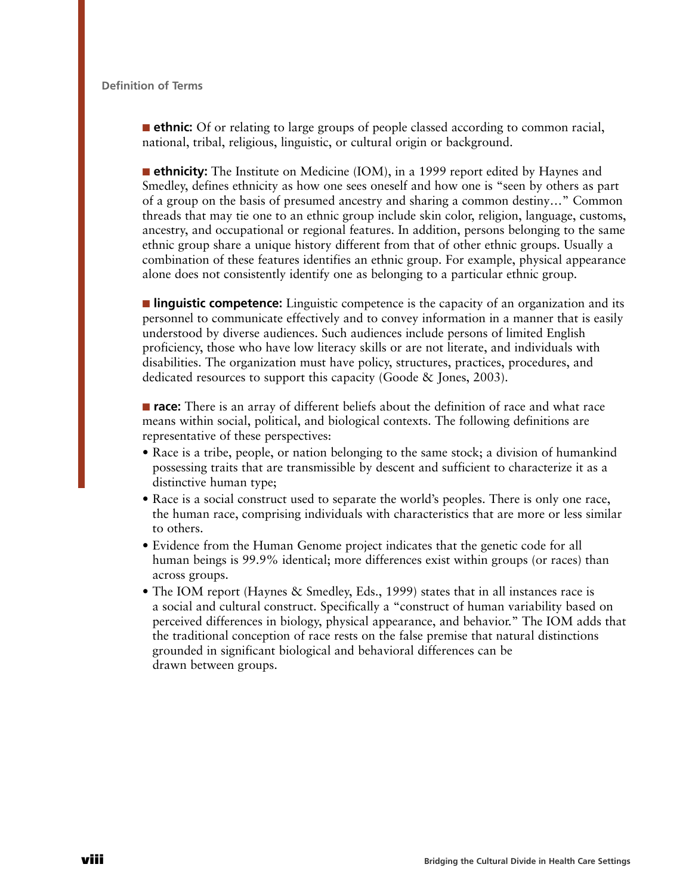## Definition of Terms

■ **ethnic:** Of or relating to large groups of people classed according to common racial, national, tribal, religious, linguistic, or cultural origin or background.

■ **ethnicity:** The Institute on Medicine (IOM), in a 1999 report edited by Haynes and Smedley, defines ethnicity as how one sees oneself and how one is "seen by others as part of a group on the basis of presumed ancestry and sharing a common destiny…" Common threads that may tie one to an ethnic group include skin color, religion, language, customs, ancestry, and occupational or regional features. In addition, persons belonging to the same ethnic group share a unique history different from that of other ethnic groups. Usually a combination of these features identifies an ethnic group. For example, physical appearance alone does not consistently identify one as belonging to a particular ethnic group.

■ **linguistic competence:** Linguistic competence is the capacity of an organization and its personnel to communicate effectively and to convey information in a manner that is easily understood by diverse audiences. Such audiences include persons of limited English proficiency, those who have low literacy skills or are not literate, and individuals with disabilities. The organization must have policy, structures, practices, procedures, and dedicated resources to support this capacity (Goode & Jones, 2003).

■ **race:** There is an array of different beliefs about the definition of race and what race means within social, political, and biological contexts. The following definitions are representative of these perspectives:

- Race is a tribe, people, or nation belonging to the same stock; a division of humankind possessing traits that are transmissible by descent and sufficient to characterize it as a distinctive human type;
- Race is a social construct used to separate the world's peoples. There is only one race, the human race, comprising individuals with characteristics that are more or less similar to others.
- Evidence from the Human Genome project indicates that the genetic code for all human beings is 99.9% identical; more differences exist within groups (or races) than across groups.
- The IOM report (Haynes & Smedley, Eds., 1999) states that in all instances race is a social and cultural construct. Specifically a "construct of human variability based on perceived differences in biology, physical appearance, and behavior." The IOM adds that the traditional conception of race rests on the false premise that natural distinctions grounded in significant biological and behavioral differences can be drawn between groups.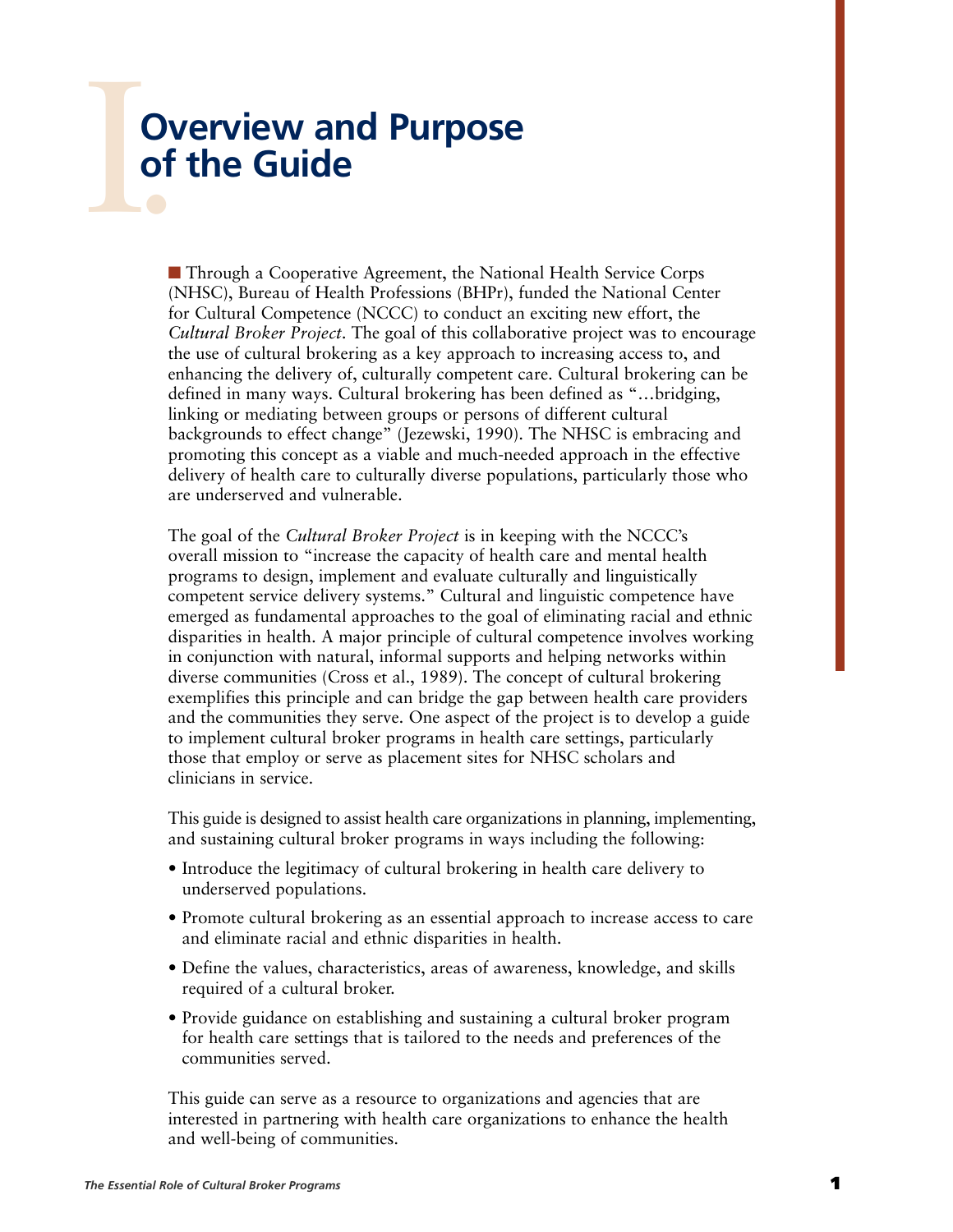# I. Overview and Purpose of the Guide

■ Through a Cooperative Agreement, the National Health Service Corps (NHSC), Bureau of Health Professions (BHPr), funded the National Center for Cultural Competence (NCCC) to conduct an exciting new effort, the *Cultural Broker Project*. The goal of this collaborative project was to encourage the use of cultural brokering as a key approach to increasing access to, and enhancing the delivery of, culturally competent care. Cultural brokering can be defined in many ways. Cultural brokering has been defined as "…bridging, linking or mediating between groups or persons of different cultural backgrounds to effect change" (Jezewski, 1990). The NHSC is embracing and promoting this concept as a viable and much-needed approach in the effective delivery of health care to culturally diverse populations, particularly those who are underserved and vulnerable.

The goal of the *Cultural Broker Project* is in keeping with the NCCC's overall mission to "increase the capacity of health care and mental health programs to design, implement and evaluate culturally and linguistically competent service delivery systems." Cultural and linguistic competence have emerged as fundamental approaches to the goal of eliminating racial and ethnic disparities in health. A major principle of cultural competence involves working in conjunction with natural, informal supports and helping networks within diverse communities (Cross et al., 1989). The concept of cultural brokering exemplifies this principle and can bridge the gap between health care providers and the communities they serve. One aspect of the project is to develop a guide to implement cultural broker programs in health care settings, particularly those that employ or serve as placement sites for NHSC scholars and clinicians in service.

This guide is designed to assist health care organizations in planning, implementing, and sustaining cultural broker programs in ways including the following:

- Introduce the legitimacy of cultural brokering in health care delivery to underserved populations.
- Promote cultural brokering as an essential approach to increase access to care and eliminate racial and ethnic disparities in health.
- Define the values, characteristics, areas of awareness, knowledge, and skills required of a cultural broker.
- Provide guidance on establishing and sustaining a cultural broker program for health care settings that is tailored to the needs and preferences of the communities served.

This guide can serve as a resource to organizations and agencies that are interested in partnering with health care organizations to enhance the health and well-being of communities.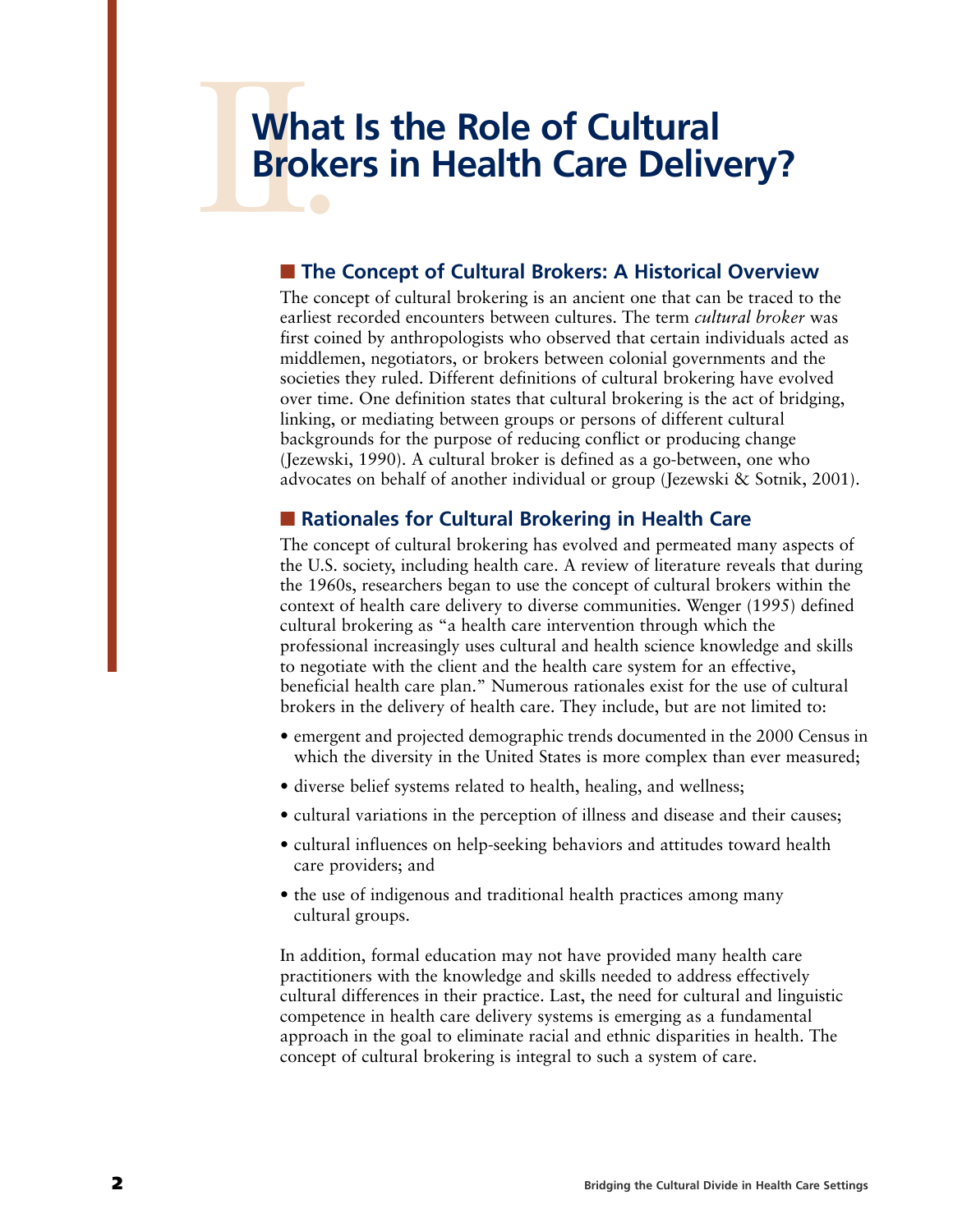# II. What Is the Role of Cultural Brokers in Health Care Delivery?

## The Concept of Cultural Brokers: A Historical Overview

The concept of cultural brokering is an ancient one that can be traced to the earliest recorded encounters between cultures. The term *cultural broker* was first coined by anthropologists who observed that certain individuals acted as middlemen, negotiators, or brokers between colonial governments and the societies they ruled. Different definitions of cultural brokering have evolved over time. One definition states that cultural brokering is the act of bridging, linking, or mediating between groups or persons of different cultural backgrounds for the purpose of reducing conflict or producing change (Jezewski, 1990). A cultural broker is defined as a go-between, one who advocates on behalf of another individual or group (Jezewski & Sotnik, 2001).

## Rationales for Cultural Brokering in Health Care

The concept of cultural brokering has evolved and permeated many aspects of the U.S. society, including health care. A review of literature reveals that during the 1960s, researchers began to use the concept of cultural brokers within the context of health care delivery to diverse communities. Wenger (1995) defined cultural brokering as "a health care intervention through which the professional increasingly uses cultural and health science knowledge and skills to negotiate with the client and the health care system for an effective, beneficial health care plan." Numerous rationales exist for the use of cultural brokers in the delivery of health care. They include, but are not limited to:

- emergent and projected demographic trends documented in the 2000 Census in which the diversity in the United States is more complex than ever measured;
- diverse belief systems related to health, healing, and wellness;
- cultural variations in the perception of illness and disease and their causes;
- cultural influences on help-seeking behaviors and attitudes toward health care providers; and
- the use of indigenous and traditional health practices among many cultural groups.

In addition, formal education may not have provided many health care practitioners with the knowledge and skills needed to address effectively cultural differences in their practice. Last, the need for cultural and linguistic competence in health care delivery systems is emerging as a fundamental approach in the goal to eliminate racial and ethnic disparities in health. The concept of cultural brokering is integral to such a system of care.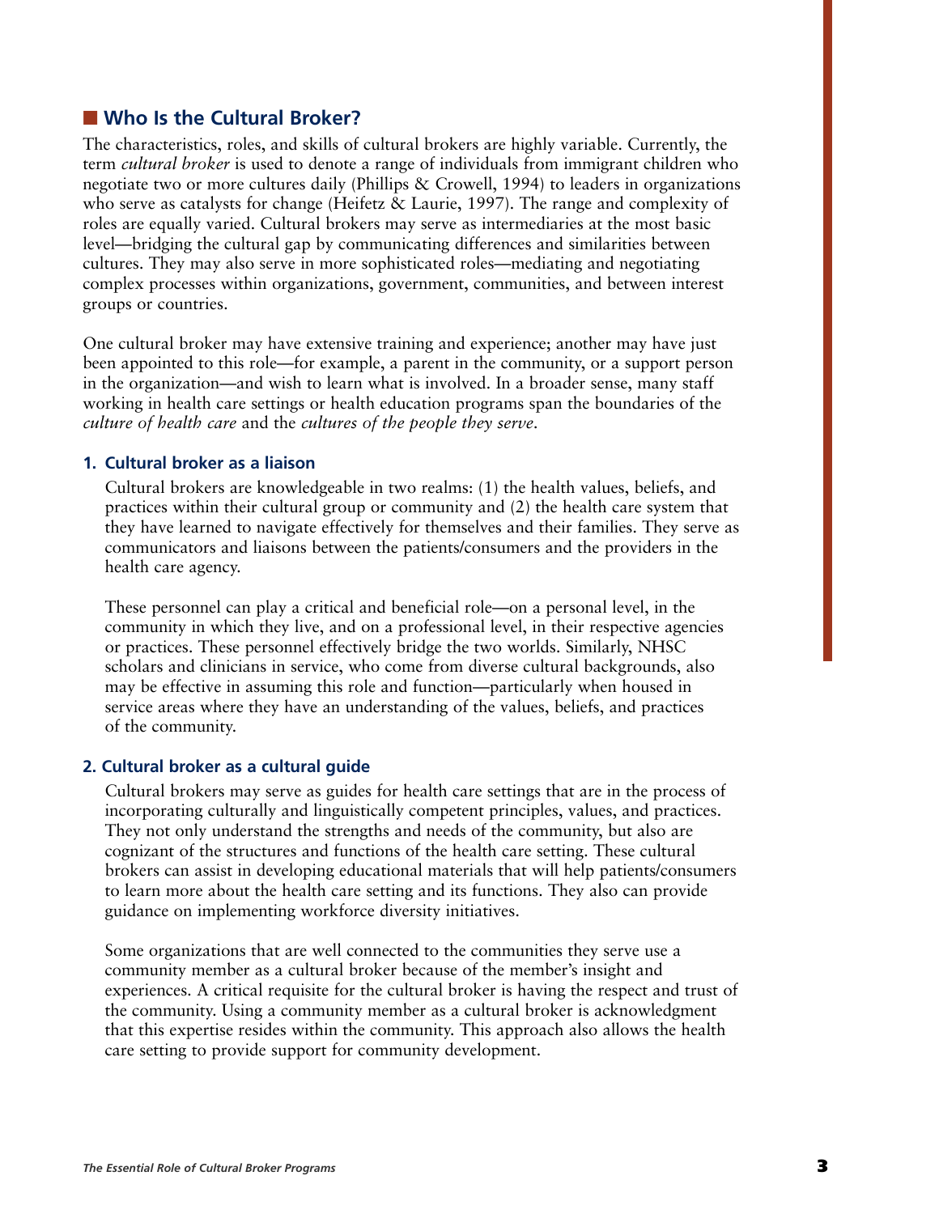## Who Is the Cultural Broker?

The characteristics, roles, and skills of cultural brokers are highly variable. Currently, the term *cultural broker* is used to denote a range of individuals from immigrant children who negotiate two or more cultures daily (Phillips & Crowell, 1994) to leaders in organizations who serve as catalysts for change (Heifetz & Laurie, 1997). The range and complexity of roles are equally varied. Cultural brokers may serve as intermediaries at the most basic level—bridging the cultural gap by communicating differences and similarities between cultures. They may also serve in more sophisticated roles—mediating and negotiating complex processes within organizations, government, communities, and between interest groups or countries.

One cultural broker may have extensive training and experience; another may have just been appointed to this role—for example, a parent in the community, or a support person in the organization—and wish to learn what is involved. In a broader sense, many staff working in health care settings or health education programs span the boundaries of the *culture of health care* and the *cultures of the people they serve*.

### 1. Cultural broker as a liaison

Cultural brokers are knowledgeable in two realms: (1) the health values, beliefs, and practices within their cultural group or community and (2) the health care system that they have learned to navigate effectively for themselves and their families. They serve as communicators and liaisons between the patients/consumers and the providers in the health care agency.

These personnel can play a critical and beneficial role—on a personal level, in the community in which they live, and on a professional level, in their respective agencies or practices. These personnel effectively bridge the two worlds. Similarly, NHSC scholars and clinicians in service, who come from diverse cultural backgrounds, also may be effective in assuming this role and function—particularly when housed in service areas where they have an understanding of the values, beliefs, and practices of the community.

### 2. Cultural broker as a cultural guide

Cultural brokers may serve as guides for health care settings that are in the process of incorporating culturally and linguistically competent principles, values, and practices. They not only understand the strengths and needs of the community, but also are cognizant of the structures and functions of the health care setting. These cultural brokers can assist in developing educational materials that will help patients/consumers to learn more about the health care setting and its functions. They also can provide guidance on implementing workforce diversity initiatives.

Some organizations that are well connected to the communities they serve use a community member as a cultural broker because of the member's insight and experiences. A critical requisite for the cultural broker is having the respect and trust of the community. Using a community member as a cultural broker is acknowledgment that this expertise resides within the community. This approach also allows the health care setting to provide support for community development.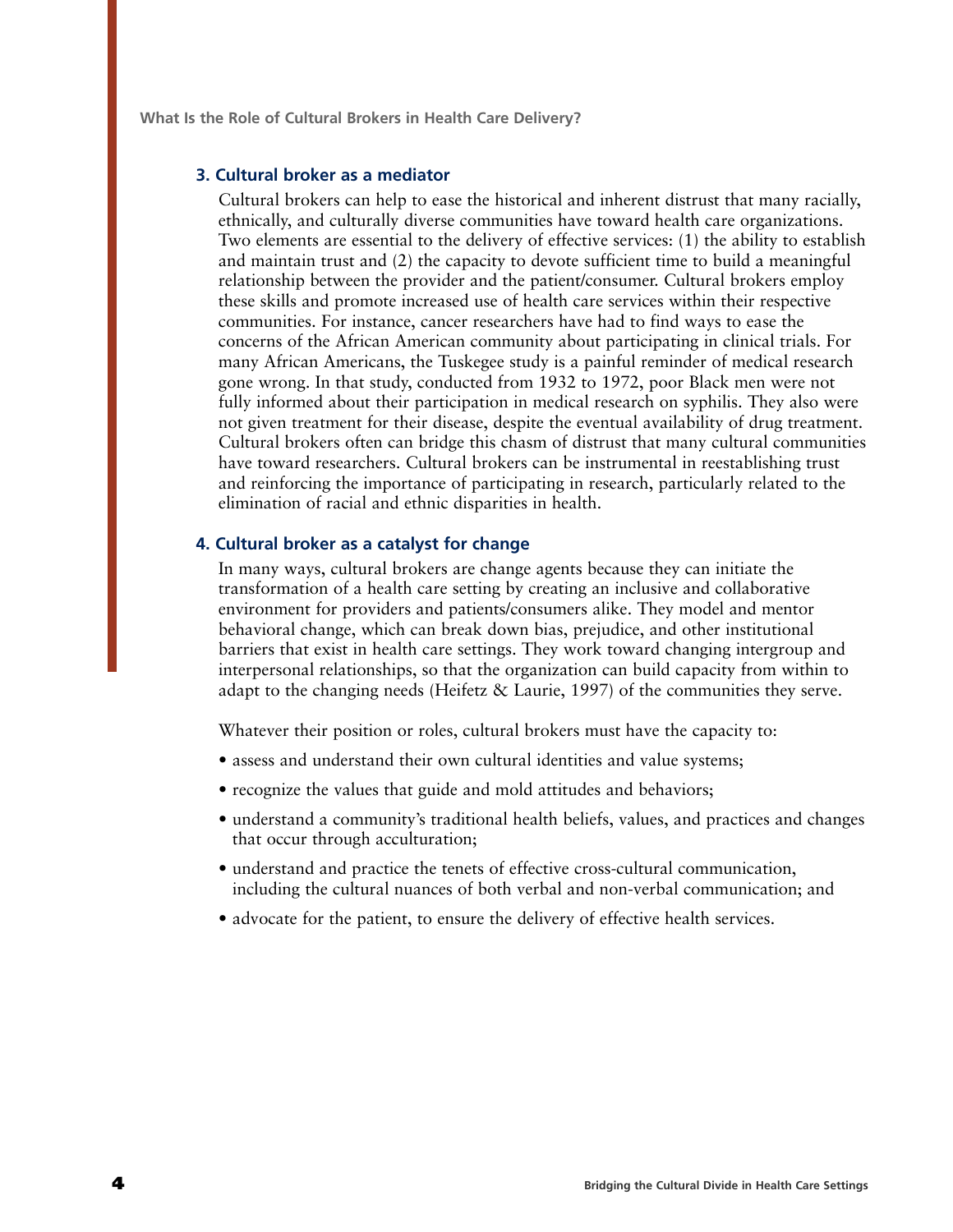### 3. Cultural broker as a mediator

Cultural brokers can help to ease the historical and inherent distrust that many racially, ethnically, and culturally diverse communities have toward health care organizations. Two elements are essential to the delivery of effective services: (1) the ability to establish and maintain trust and (2) the capacity to devote sufficient time to build a meaningful relationship between the provider and the patient/consumer. Cultural brokers employ these skills and promote increased use of health care services within their respective communities. For instance, cancer researchers have had to find ways to ease the concerns of the African American community about participating in clinical trials. For many African Americans, the Tuskegee study is a painful reminder of medical research gone wrong. In that study, conducted from 1932 to 1972, poor Black men were not fully informed about their participation in medical research on syphilis. They also were not given treatment for their disease, despite the eventual availability of drug treatment. Cultural brokers often can bridge this chasm of distrust that many cultural communities have toward researchers. Cultural brokers can be instrumental in reestablishing trust and reinforcing the importance of participating in research, particularly related to the elimination of racial and ethnic disparities in health.

### 4. Cultural broker as a catalyst for change

In many ways, cultural brokers are change agents because they can initiate the transformation of a health care setting by creating an inclusive and collaborative environment for providers and patients/consumers alike. They model and mentor behavioral change, which can break down bias, prejudice, and other institutional barriers that exist in health care settings. They work toward changing intergroup and interpersonal relationships, so that the organization can build capacity from within to adapt to the changing needs (Heifetz & Laurie, 1997) of the communities they serve.

Whatever their position or roles, cultural brokers must have the capacity to:

- assess and understand their own cultural identities and value systems;
- recognize the values that guide and mold attitudes and behaviors;
- understand a community's traditional health beliefs, values, and practices and changes that occur through acculturation;
- understand and practice the tenets of effective cross-cultural communication, including the cultural nuances of both verbal and non-verbal communication; and
- advocate for the patient, to ensure the delivery of effective health services.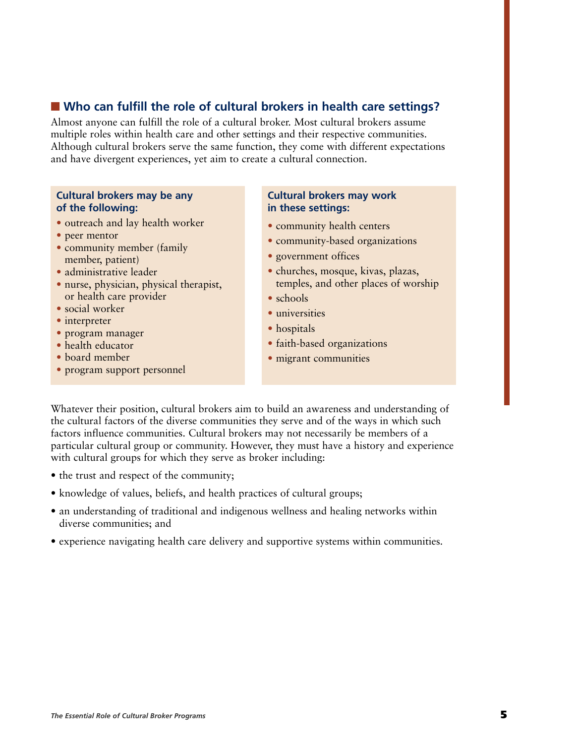## Who can fulfill the role of cultural brokers in health care settings?

Almost anyone can fulfill the role of a cultural broker. Most cultural brokers assume multiple roles within health care and other settings and their respective communities. Although cultural brokers serve the same function, they come with different expectations and have divergent experiences, yet aim to create a cultural connection.

**Cultural brokers may be any of the following:**

- outreach and lay health worker
- peer mentor
- community member (family member, patient)
- administrative leader
- nurse, physician, physical therapist, or health care provider
- social worker
- interpreter
- program manager
- health educator
- board member
- program support personnel

**Cultural brokers may work in these settings:**

- community health centers
- community-based organizations
- government offices
- churches, mosque, kivas, plazas, temples, and other places of worship
- schools
- universities
- hospitals
- faith-based organizations
- migrant communities

Whatever their position, cultural brokers aim to build an awareness and understanding of the cultural factors of the diverse communities they serve and of the ways in which such factors influence communities. Cultural brokers may not necessarily be members of a particular cultural group or community. However, they must have a history and experience with cultural groups for which they serve as broker including:

- the trust and respect of the community;
- knowledge of values, beliefs, and health practices of cultural groups;
- an understanding of traditional and indigenous wellness and healing networks within diverse communities; and
- experience navigating health care delivery and supportive systems within communities.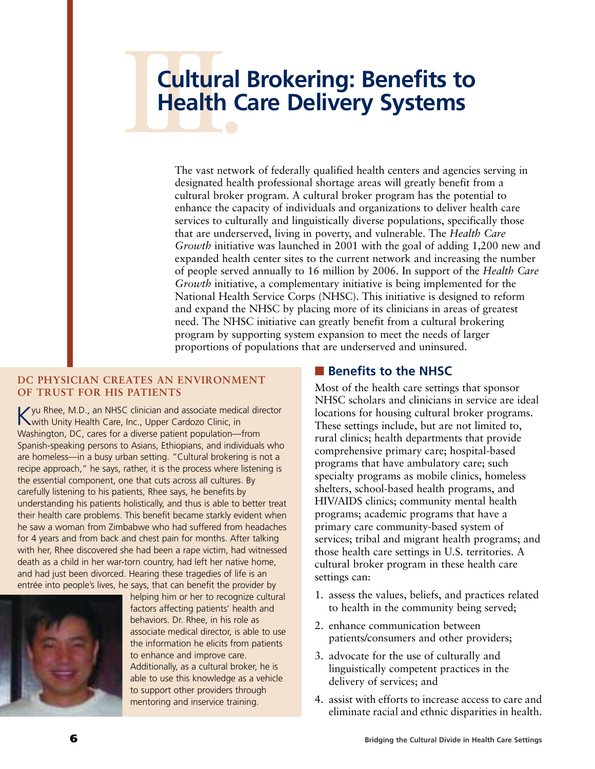# III. Cultural Brokering: Benefits to Health Care Delivery Systems

The vast network of federally qualified health centers and agencies serving in designated health professional shortage areas will greatly benefit from a cultural broker program. A cultural broker program has the potential to enhance the capacity of individuals and organizations to deliver health care services to culturally and linguistically diverse populations, specifically those that are underserved, living in poverty, and vulnerable. The *Health Care Growth* initiative was launched in 2001 with the goal of adding 1,200 new and expanded health center sites to the current network and increasing the number of people served annually to 16 million by 2006. In support of the *Health Care Growth* initiative, a complementary initiative is being implemented for the National Health Service Corps (NHSC). This initiative is designed to reform and expand the NHSC by placing more of its clinicians in areas of greatest need. The NHSC initiative can greatly benefit from a cultural brokering program by supporting system expansion to meet the needs of larger proportions of populations that are underserved and uninsured.

### DC PHYSICIAN CREATES AN ENVIRONMENT OF TRUST FOR HIS PATIENTS

Kyu Rhee, M.D., an NHSC clinician and associate medical director with Unity Health Care, Inc., Upper Cardozo Clinic, in Washington, DC, cares for a diverse patient population—from Spanish-speaking persons to Asians, Ethiopians, and individuals who are homeless—in a busy urban setting. "Cultural brokering is not a recipe approach," he says, rather, it is the process where listening is the essential component, one that cuts across all cultures. By carefully listening to his patients, Rhee says, he benefits by understanding his patients holistically, and thus is able to better treat their health care problems. This benefit became starkly evident when he saw a woman from Zimbabwe who had suffered from headaches for 4 years and from back and chest pain for months. After talking with her, Rhee discovered she had been a rape victim, had witnessed death as a child in her war-torn country, had left her native home, and had just been divorced. Hearing these tragedies of life is an entrée into people's lives, he says, that can benefit the provider by helping him or her to recognize cultural factors affecting patients' health and behaviors. Dr. Rhee, in his role as associate medical director, is able to use the information he elicits from patients to enhance and improve care. Additionally, as a cultural broker, he is able to use this knowledge as a vehicle to support other providers through mentoring and inservice training.

## Benefits to the NHSC

Most of the health care settings that sponsor NHSC scholars and clinicians in service are ideal locations for housing cultural broker programs. These settings include, but are not limited to, rural clinics; health departments that provide comprehensive primary care; hospital-based programs that have ambulatory care; such specialty programs as mobile clinics, homeless shelters, school-based health programs, and HIV/AIDS clinics; community mental health programs; academic programs that have a primary care community-based system of services; tribal and migrant health programs; and those health care settings in U.S. territories. A cultural broker program in these health care settings can:

1. assess the values, beliefs, and practices related to health in the community being served;
2. enhance communication between patients/consumers and other providers;
3. advocate for the use of culturally and linguistically competent practices in the delivery of services; and
4. assist with efforts to increase access to care and eliminate racial and ethnic disparities in health.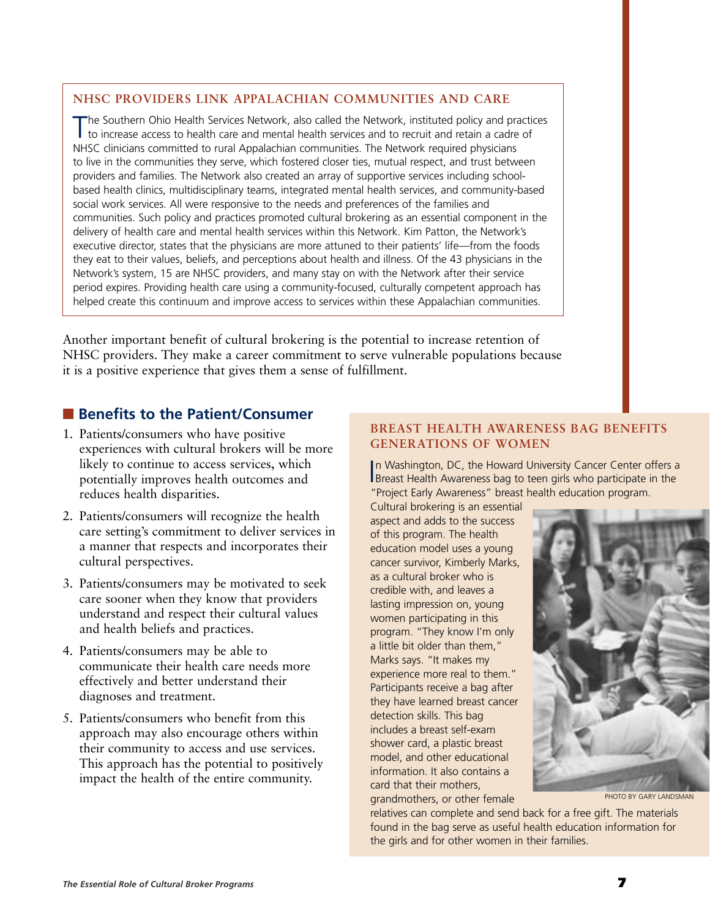## NHSC PROVIDERS LINK APPALACHIAN COMMUNITIES AND CARE

The Southern Ohio Health Services Network, also called the Network, instituted policy and practices to increase access to health care and mental health services and to recruit and retain a cadre of NHSC clinicians committed to rural Appalachian communities. The Network required physicians to live in the communities they serve, which fostered closer ties, mutual respect, and trust between providers and families. The Network also created an array of supportive services including school-based health clinics, multidisciplinary teams, integrated mental health services, and community-based social work services. All were responsive to the needs and preferences of the families and communities. Such policy and practices promoted cultural brokering as an essential component in the delivery of health care and mental health services within this Network. Kim Patton, the Network's executive director, states that the physicians are more attuned to their patients' life—from the foods they eat to their values, beliefs, and perceptions about health and illness. Of the 43 physicians in the Network's system, 15 are NHSC providers, and many stay on with the Network after their service period expires. Providing health care using a community-focused, culturally competent approach has helped create this continuum and improve access to services within these Appalachian communities.

Another important benefit of cultural brokering is the potential to increase retention of NHSC providers. They make a career commitment to serve vulnerable populations because it is a positive experience that gives them a sense of fulfillment.

## Benefits to the Patient/Consumer

1. Patients/consumers who have positive experiences with cultural brokers will be more likely to continue to access services, which potentially improves health outcomes and reduces health disparities.
2. Patients/consumers will recognize the health care setting's commitment to deliver services in a manner that respects and incorporates their cultural perspectives.
3. Patients/consumers may be motivated to seek care sooner when they know that providers understand and respect their cultural values and health beliefs and practices.
4. Patients/consumers may be able to communicate their health care needs more effectively and better understand their diagnoses and treatment.
5. Patients/consumers who benefit from this approach may also encourage others within their community to access and use services. This approach has the potential to positively impact the health of the entire community.

## BREAST HEALTH AWARENESS BAG BENEFITS GENERATIONS OF WOMEN

In Washington, DC, the Howard University Cancer Center offers a Breast Health Awareness bag to teen girls who participate in the "Project Early Awareness" breast health education program. Cultural brokering is an essential aspect and adds to the success of this program. The health education model uses a young cancer survivor, Kimberly Marks, as a cultural broker who is credible with, and leaves a lasting impression on, young women participating in this program. "They know I'm only a little bit older than them," Marks says. "It makes my experience more real to them." Participants receive a bag after they have learned breast cancer detection skills. This bag includes a breast self-exam shower card, a plastic breast model, and other educational information. It also contains a card that their mothers, grandmothers, or other female relatives can complete and send back for a free gift. The materials found in the bag serve as useful health education information for the girls and for other women in their families.

PHOTO BY GARY LANDSMAN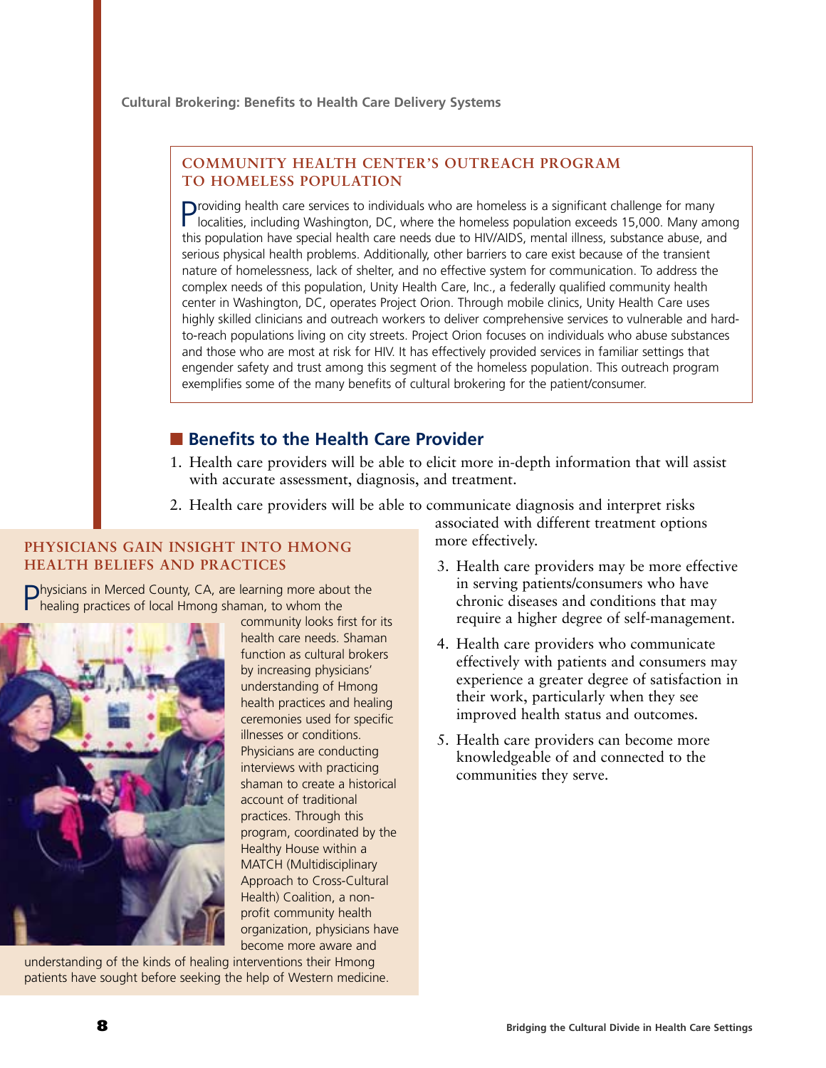### COMMUNITY HEALTH CENTER'S OUTREACH PROGRAM TO HOMELESS POPULATION

Providing health care services to individuals who are homeless is a significant challenge for many localities, including Washington, DC, where the homeless population exceeds 15,000. Many among this population have special health care needs due to HIV/AIDS, mental illness, substance abuse, and serious physical health problems. Additionally, other barriers to care exist because of the transient nature of homelessness, lack of shelter, and no effective system for communication. To address the complex needs of this population, Unity Health Care, Inc., a federally qualified community health center in Washington, DC, operates Project Orion. Through mobile clinics, Unity Health Care uses highly skilled clinicians and outreach workers to deliver comprehensive services to vulnerable and hard-to-reach populations living on city streets. Project Orion focuses on individuals who abuse substances and those who are most at risk for HIV. It has effectively provided services in familiar settings that engender safety and trust among this segment of the homeless population. This outreach program exemplifies some of the many benefits of cultural brokering for the patient/consumer.

## Benefits to the Health Care Provider

1. Health care providers will be able to elicit more in-depth information that will assist with accurate assessment, diagnosis, and treatment.
2. Health care providers will be able to communicate diagnosis and interpret risks associated with different treatment options more effectively.
3. Health care providers may be more effective in serving patients/consumers who have chronic diseases and conditions that may require a higher degree of self-management.
4. Health care providers who communicate effectively with patients and consumers may experience a greater degree of satisfaction in their work, particularly when they see improved health status and outcomes.
5. Health care providers can become more knowledgeable of and connected to the communities they serve.

### PHYSICIANS GAIN INSIGHT INTO HMONG HEALTH BELIEFS AND PRACTICES

Physicians in Merced County, CA, are learning more about the healing practices of local Hmong shaman, to whom the community looks first for its health care needs. Shaman function as cultural brokers by increasing physicians' understanding of Hmong health practices and healing ceremonies used for specific illnesses or conditions. Physicians are conducting interviews with practicing shaman to create a historical account of traditional practices. Through this program, coordinated by the Healthy House within a MATCH (Multidisciplinary Approach to Cross-Cultural Health) Coalition, a non-profit community health organization, physicians have become more aware and understanding of the kinds of healing interventions their Hmong patients have sought before seeking the help of Western medicine.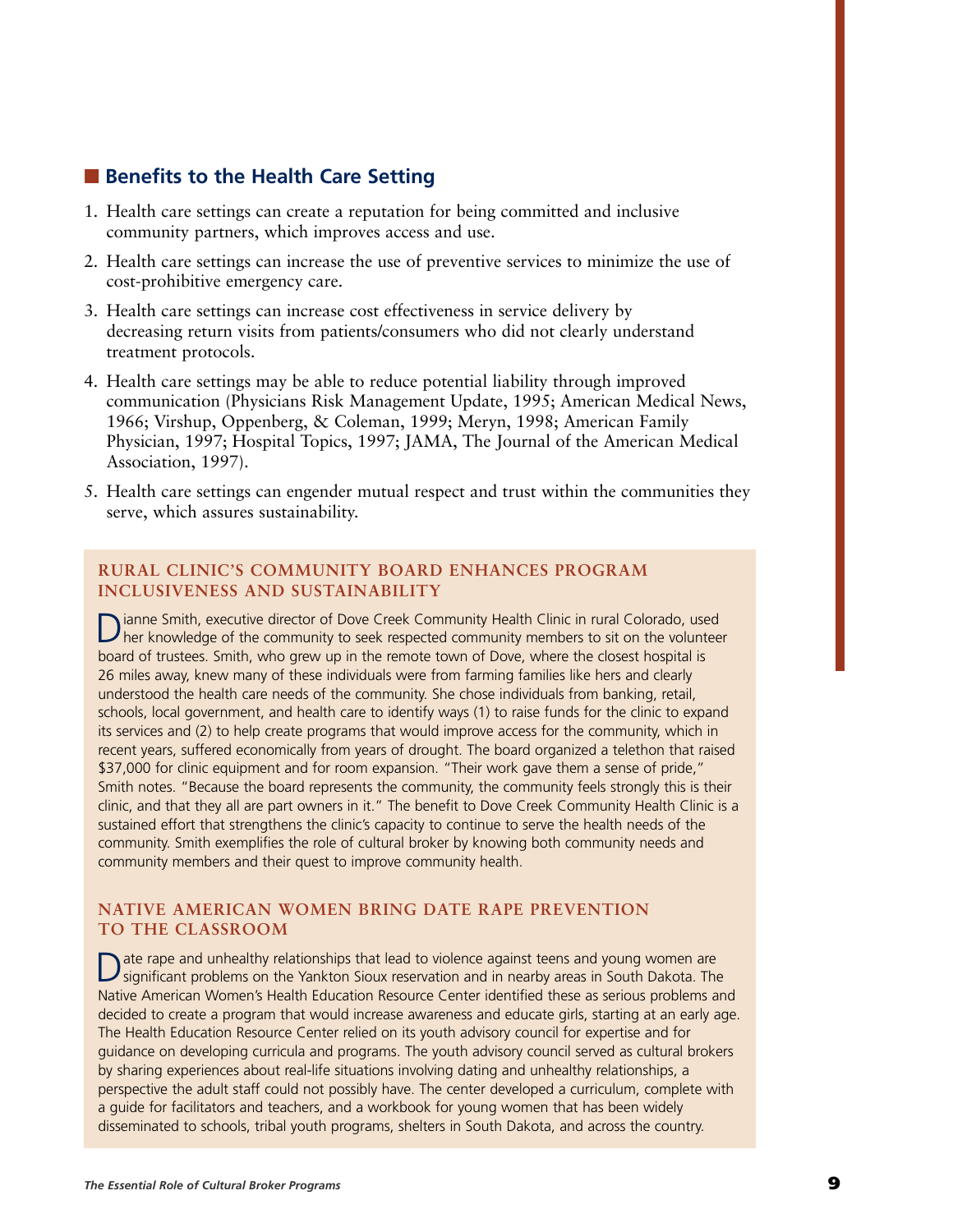## Benefits to the Health Care Setting

1. Health care settings can create a reputation for being committed and inclusive community partners, which improves access and use.
2. Health care settings can increase the use of preventive services to minimize the use of cost-prohibitive emergency care.
3. Health care settings can increase cost effectiveness in service delivery by decreasing return visits from patients/consumers who did not clearly understand treatment protocols.
4. Health care settings may be able to reduce potential liability through improved communication (Physicians Risk Management Update, 1995; American Medical News, 1966; Virshup, Oppenberg, & Coleman, 1999; Meryn, 1998; American Family Physician, 1997; Hospital Topics, 1997; JAMA, The Journal of the American Medical Association, 1997).
5. Health care settings can engender mutual respect and trust within the communities they serve, which assures sustainability.

### RURAL CLINIC'S COMMUNITY BOARD ENHANCES PROGRAM INCLUSIVENESS AND SUSTAINABILITY

Dianne Smith, executive director of Dove Creek Community Health Clinic in rural Colorado, used her knowledge of the community to seek respected community members to sit on the volunteer board of trustees. Smith, who grew up in the remote town of Dove, where the closest hospital is 26 miles away, knew many of these individuals were from farming families like hers and clearly understood the health care needs of the community. She chose individuals from banking, retail, schools, local government, and health care to identify ways (1) to raise funds for the clinic to expand its services and (2) to help create programs that would improve access for the community, which in recent years, suffered economically from years of drought. The board organized a telethon that raised $37,000 for clinic equipment and for room expansion. "Their work gave them a sense of pride," Smith notes. "Because the board represents the community, the community feels strongly this is their clinic, and that they all are part owners in it." The benefit to Dove Creek Community Health Clinic is a sustained effort that strengthens the clinic's capacity to continue to serve the health needs of the community. Smith exemplifies the role of cultural broker by knowing both community needs and community members and their quest to improve community health.

### NATIVE AMERICAN WOMEN BRING DATE RAPE PREVENTION TO THE CLASSROOM

Date rape and unhealthy relationships that lead to violence against teens and young women are significant problems on the Yankton Sioux reservation and in nearby areas in South Dakota. The Native American Women's Health Education Resource Center identified these as serious problems and decided to create a program that would increase awareness and educate girls, starting at an early age. The Health Education Resource Center relied on its youth advisory council for expertise and for guidance on developing curricula and programs. The youth advisory council served as cultural brokers by sharing experiences about real-life situations involving dating and unhealthy relationships, a perspective the adult staff could not possibly have. The center developed a curriculum, complete with a guide for facilitators and teachers, and a workbook for young women that has been widely disseminated to schools, tribal youth programs, shelters in South Dakota, and across the country.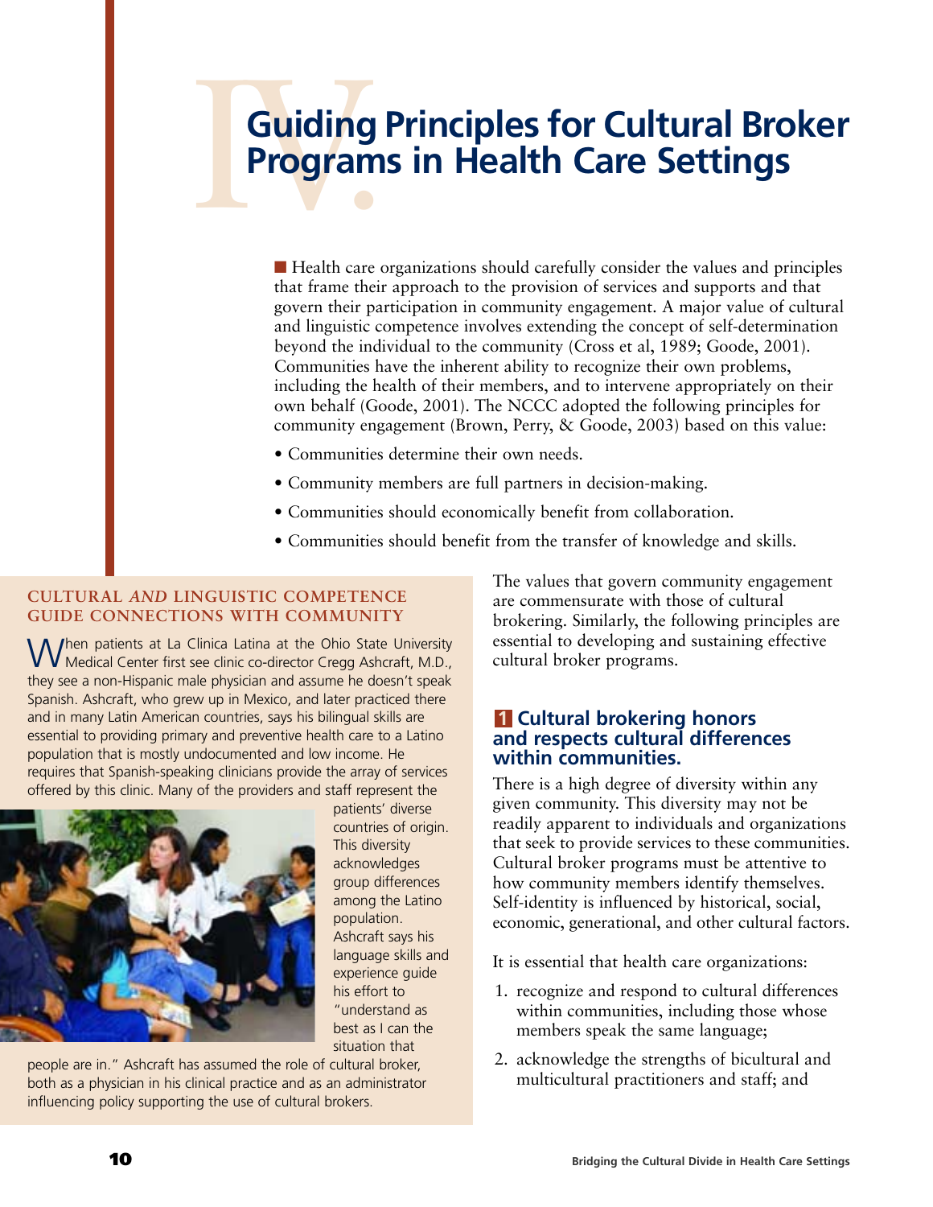# IV. Guiding Principles for Cultural Broker Programs in Health Care Settings

Health care organizations should carefully consider the values and principles that frame their approach to the provision of services and supports and that govern their participation in community engagement. A major value of cultural and linguistic competence involves extending the concept of self-determination beyond the individual to the community (Cross et al, 1989; Goode, 2001). Communities have the inherent ability to recognize their own problems, including the health of their members, and to intervene appropriately on their own behalf (Goode, 2001). The NCCC adopted the following principles for community engagement (Brown, Perry, & Goode, 2003) based on this value:

- Communities determine their own needs.
- Community members are full partners in decision-making.
- Communities should economically benefit from collaboration.
- Communities should benefit from the transfer of knowledge and skills.

### CULTURAL *AND* LINGUISTIC COMPETENCE GUIDE CONNECTIONS WITH COMMUNITY

When patients at La Clinica Latina at the Ohio State University Medical Center first see clinic co-director Cregg Ashcraft, M.D., they see a non-Hispanic male physician and assume he doesn't speak Spanish. Ashcraft, who grew up in Mexico, and later practiced there and in many Latin American countries, says his bilingual skills are essential to providing primary and preventive health care to a Latino population that is mostly undocumented and low income. He requires that Spanish-speaking clinicians provide the array of services offered by this clinic. Many of the providers and staff represent the patients' diverse countries of origin. This diversity acknowledges group differences among the Latino population. Ashcraft says his language skills and experience guide his effort to "understand as best as I can the situation that people are in." Ashcraft has assumed the role of cultural broker, both as a physician in his clinical practice and as an administrator influencing policy supporting the use of cultural brokers.

The values that govern community engagement are commensurate with those of cultural brokering. Similarly, the following principles are essential to developing and sustaining effective cultural broker programs.

## 1 Cultural brokering honors and respects cultural differences within communities.

There is a high degree of diversity within any given community. This diversity may not be readily apparent to individuals and organizations that seek to provide services to these communities. Cultural broker programs must be attentive to how community members identify themselves. Self-identity is influenced by historical, social, economic, generational, and other cultural factors.

It is essential that health care organizations:

1. recognize and respond to cultural differences within communities, including those whose members speak the same language;
2. acknowledge the strengths of bicultural and multicultural practitioners and staff; and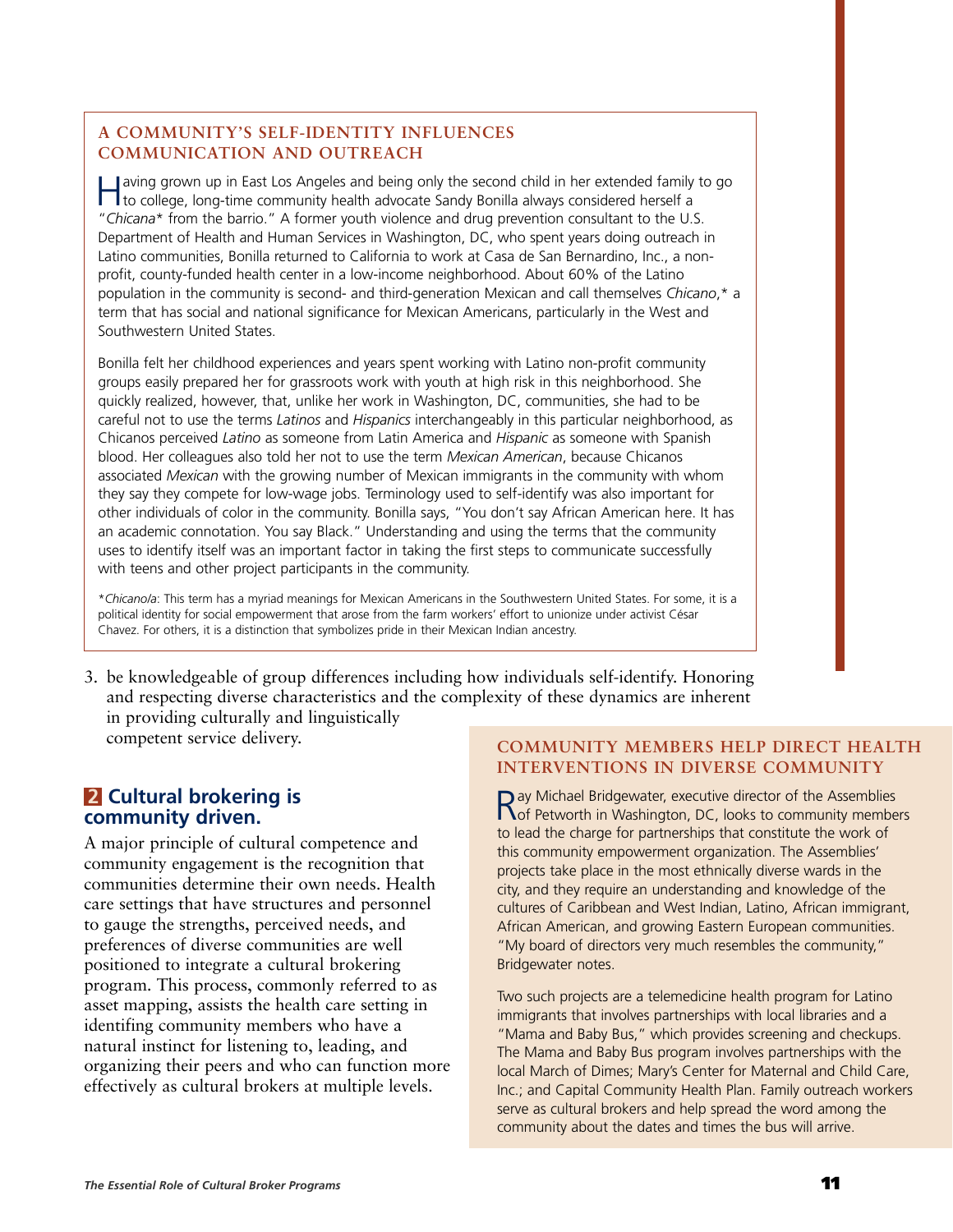### A COMMUNITY'S SELF-IDENTITY INFLUENCES COMMUNICATION AND OUTREACH

Having grown up in East Los Angeles and being only the second child in her extended family to go to college, long-time community health advocate Sandy Bonilla always considered herself a "*Chicana** from the barrio." A former youth violence and drug prevention consultant to the U.S. Department of Health and Human Services in Washington, DC, who spent years doing outreach in Latino communities, Bonilla returned to California to work at Casa de San Bernardino, Inc., a non-profit, county-funded health center in a low-income neighborhood. About 60% of the Latino population in the community is second- and third-generation Mexican and call themselves *Chicano*,* a term that has social and national significance for Mexican Americans, particularly in the West and Southwestern United States.

Bonilla felt her childhood experiences and years spent working with Latino non-profit community groups easily prepared her for grassroots work with youth at high risk in this neighborhood. She quickly realized, however, that, unlike her work in Washington, DC, communities, she had to be careful not to use the terms *Latinos* and *Hispanics* interchangeably in this particular neighborhood, as Chicanos perceived *Latino* as someone from Latin America and *Hispanic* as someone with Spanish blood. Her colleagues also told her not to use the term *Mexican American*, because Chicanos associated *Mexican* with the growing number of Mexican immigrants in the community with whom they say they compete for low-wage jobs. Terminology used to self-identify was also important for other individuals of color in the community. Bonilla says, "You don't say African American here. It has an academic connotation. You say Black." Understanding and using the terms that the community uses to identify itself was an important factor in taking the first steps to communicate successfully with teens and other project participants in the community.

*\*Chicano/a*: This term has a myriad meanings for Mexican Americans in the Southwestern United States. For some, it is a political identity for social empowerment that arose from the farm workers' effort to unionize under activist César Chavez. For others, it is a distinction that symbolizes pride in their Mexican Indian ancestry.

3. be knowledgeable of group differences including how individuals self-identify. Honoring and respecting diverse characteristics and the complexity of these dynamics are inherent in providing culturally and linguistically competent service delivery.

## 2 Cultural brokering is community driven.

A major principle of cultural competence and community engagement is the recognition that communities determine their own needs. Health care settings that have structures and personnel to gauge the strengths, perceived needs, and preferences of diverse communities are well positioned to integrate a cultural brokering program. This process, commonly referred to as asset mapping, assists the health care setting in identifing community members who have a natural instinct for listening to, leading, and organizing their peers and who can function more effectively as cultural brokers at multiple levels.

### COMMUNITY MEMBERS HELP DIRECT HEALTH INTERVENTIONS IN DIVERSE COMMUNITY

Ray Michael Bridgewater, executive director of the Assemblies of Petworth in Washington, DC, looks to community members to lead the charge for partnerships that constitute the work of this community empowerment organization. The Assemblies' projects take place in the most ethnically diverse wards in the city, and they require an understanding and knowledge of the cultures of Caribbean and West Indian, Latino, African immigrant, African American, and growing Eastern European communities. "My board of directors very much resembles the community," Bridgewater notes.

Two such projects are a telemedicine health program for Latino immigrants that involves partnerships with local libraries and a "Mama and Baby Bus," which provides screening and checkups. The Mama and Baby Bus program involves partnerships with the local March of Dimes; Mary's Center for Maternal and Child Care, Inc.; and Capital Community Health Plan. Family outreach workers serve as cultural brokers and help spread the word among the community about the dates and times the bus will arrive.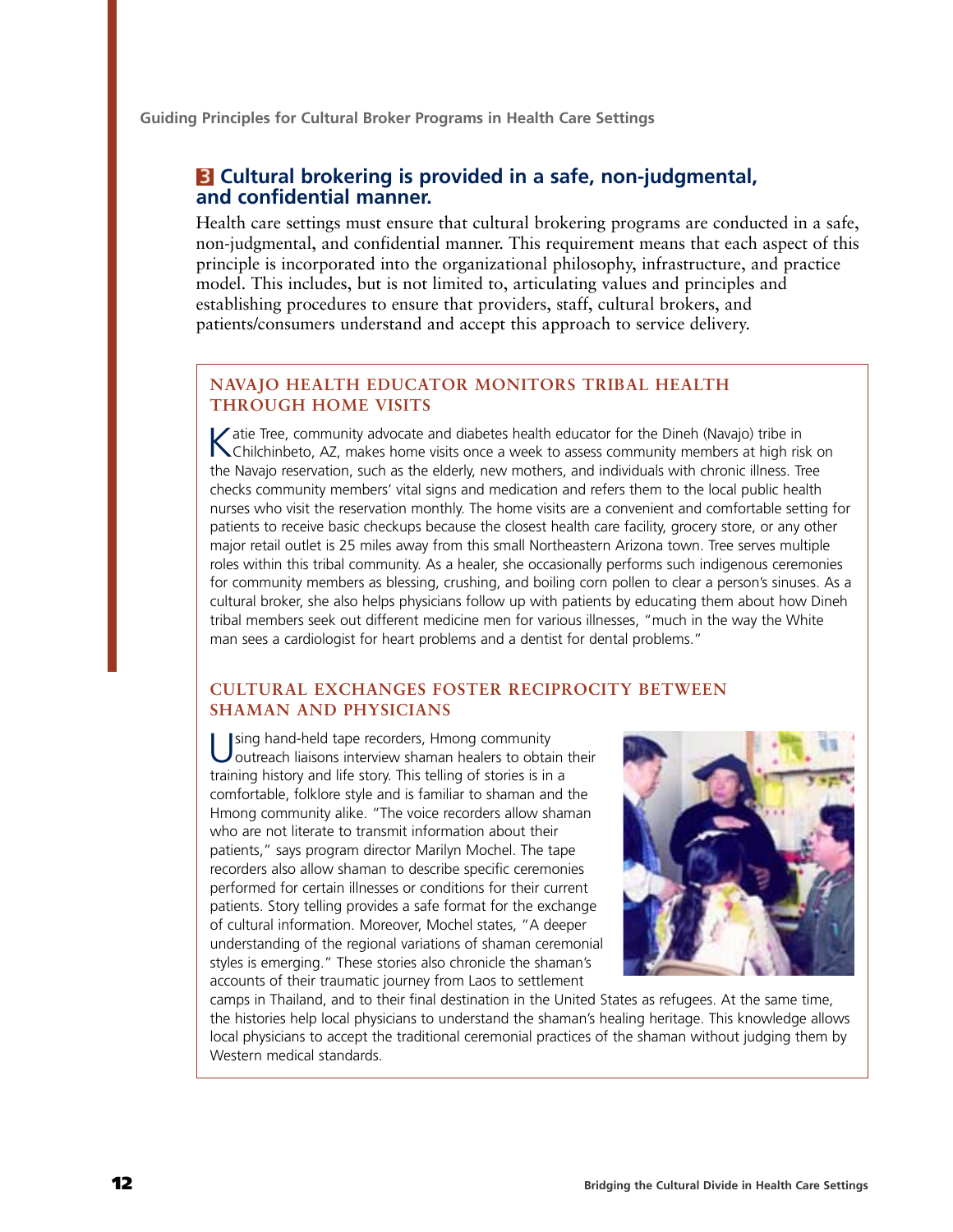## 3 Cultural brokering is provided in a safe, non-judgmental, and confidential manner.

Health care settings must ensure that cultural brokering programs are conducted in a safe, non-judgmental, and confidential manner. This requirement means that each aspect of this principle is incorporated into the organizational philosophy, infrastructure, and practice model. This includes, but is not limited to, articulating values and principles and establishing procedures to ensure that providers, staff, cultural brokers, and patients/consumers understand and accept this approach to service delivery.

### NAVAJO HEALTH EDUCATOR MONITORS TRIBAL HEALTH THROUGH HOME VISITS

Katie Tree, community advocate and diabetes health educator for the Dineh (Navajo) tribe in Chilchinbeto, AZ, makes home visits once a week to assess community members at high risk on the Navajo reservation, such as the elderly, new mothers, and individuals with chronic illness. Tree checks community members' vital signs and medication and refers them to the local public health nurses who visit the reservation monthly. The home visits are a convenient and comfortable setting for patients to receive basic checkups because the closest health care facility, grocery store, or any other major retail outlet is 25 miles away from this small Northeastern Arizona town. Tree serves multiple roles within this tribal community. As a healer, she occasionally performs such indigenous ceremonies for community members as blessing, crushing, and boiling corn pollen to clear a person's sinuses. As a cultural broker, she also helps physicians follow up with patients by educating them about how Dineh tribal members seek out different medicine men for various illnesses, "much in the way the White man sees a cardiologist for heart problems and a dentist for dental problems."

### CULTURAL EXCHANGES FOSTER RECIPROCITY BETWEEN SHAMAN AND PHYSICIANS

Using hand-held tape recorders, Hmong community outreach liaisons interview shaman healers to obtain their training history and life story. This telling of stories is in a comfortable, folklore style and is familiar to shaman and the Hmong community alike. "The voice recorders allow shaman who are not literate to transmit information about their patients," says program director Marilyn Mochel. The tape recorders also allow shaman to describe specific ceremonies performed for certain illnesses or conditions for their current patients. Story telling provides a safe format for the exchange of cultural information. Moreover, Mochel states, "A deeper understanding of the regional variations of shaman ceremonial styles is emerging." These stories also chronicle the shaman's accounts of their traumatic journey from Laos to settlement camps in Thailand, and to their final destination in the United States as refugees. At the same time, the histories help local physicians to understand the shaman's healing heritage. This knowledge allows local physicians to accept the traditional ceremonial practices of the shaman without judging them by Western medical standards.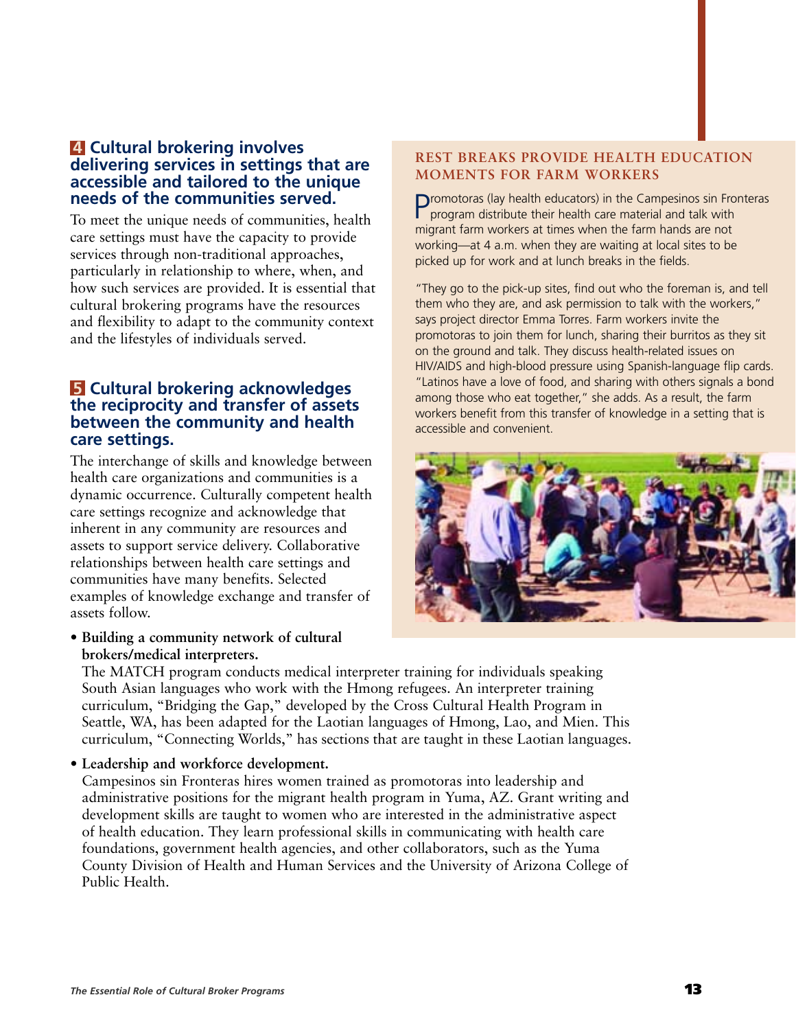## 4 Cultural brokering involves delivering services in settings that are accessible and tailored to the unique needs of the communities served.

To meet the unique needs of communities, health care settings must have the capacity to provide services through non-traditional approaches, particularly in relationship to where, when, and how such services are provided. It is essential that cultural brokering programs have the resources and flexibility to adapt to the community context and the lifestyles of individuals served.

## 5 Cultural brokering acknowledges the reciprocity and transfer of assets between the community and health care settings.

The interchange of skills and knowledge between health care organizations and communities is a dynamic occurrence. Culturally competent health care settings recognize and acknowledge that inherent in any community are resources and assets to support service delivery. Collaborative relationships between health care settings and communities have many benefits. Selected examples of knowledge exchange and transfer of assets follow.

- **Building a community network of cultural brokers/medical interpreters.**
  The MATCH program conducts medical interpreter training for individuals speaking South Asian languages who work with the Hmong refugees. An interpreter training curriculum, "Bridging the Gap," developed by the Cross Cultural Health Program in Seattle, WA, has been adapted for the Laotian languages of Hmong, Lao, and Mien. This curriculum, "Connecting Worlds," has sections that are taught in these Laotian languages.

- **Leadership and workforce development.**
  Campesinos sin Fronteras hires women trained as promotoras into leadership and administrative positions for the migrant health program in Yuma, AZ. Grant writing and development skills are taught to women who are interested in the administrative aspect of health education. They learn professional skills in communicating with health care foundations, government health agencies, and other collaborators, such as the Yuma County Division of Health and Human Services and the University of Arizona College of Public Health.

### REST BREAKS PROVIDE HEALTH EDUCATION MOMENTS FOR FARM WORKERS

Promotoras (lay health educators) in the Campesinos sin Fronteras program distribute their health care material and talk with migrant farm workers at times when the farm hands are not working—at 4 a.m. when they are waiting at local sites to be picked up for work and at lunch breaks in the fields.

"They go to the pick-up sites, find out who the foreman is, and tell them who they are, and ask permission to talk with the workers," says project director Emma Torres. Farm workers invite the promotoras to join them for lunch, sharing their burritos as they sit on the ground and talk. They discuss health-related issues on HIV/AIDS and high-blood pressure using Spanish-language flip cards. "Latinos have a love of food, and sharing with others signals a bond among those who eat together," she adds. As a result, the farm workers benefit from this transfer of knowledge in a setting that is accessible and convenient.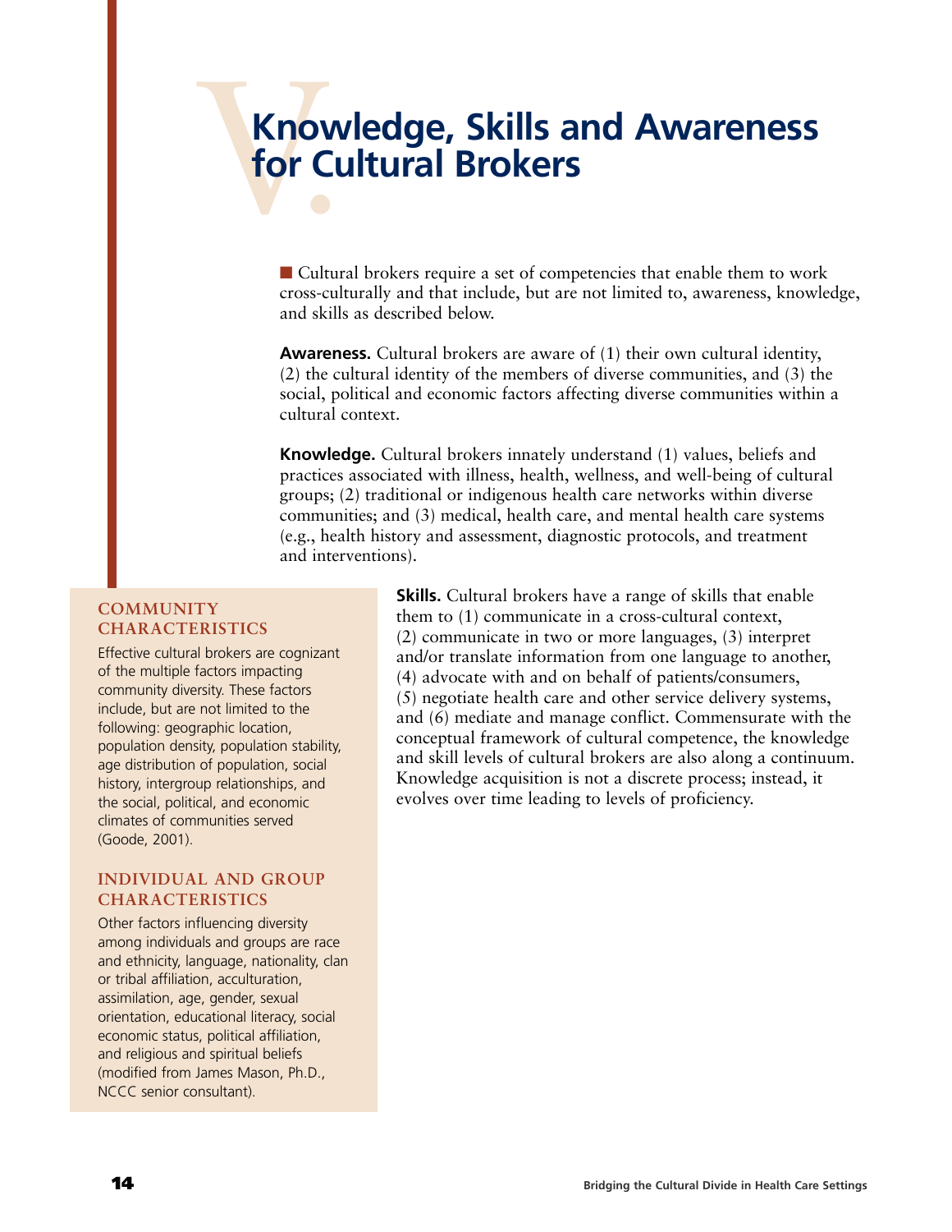# V. Knowledge, Skills and Awareness for Cultural Brokers

Cultural brokers require a set of competencies that enable them to work cross-culturally and that include, but are not limited to, awareness, knowledge, and skills as described below.

**Awareness.** Cultural brokers are aware of (1) their own cultural identity, (2) the cultural identity of the members of diverse communities, and (3) the social, political and economic factors affecting diverse communities within a cultural context.

**Knowledge.** Cultural brokers innately understand (1) values, beliefs and practices associated with illness, health, wellness, and well-being of cultural groups; (2) traditional or indigenous health care networks within diverse communities; and (3) medical, health care, and mental health care systems (e.g., health history and assessment, diagnostic protocols, and treatment and interventions).

**Skills.** Cultural brokers have a range of skills that enable them to (1) communicate in a cross-cultural context, (2) communicate in two or more languages, (3) interpret and/or translate information from one language to another, (4) advocate with and on behalf of patients/consumers, (5) negotiate health care and other service delivery systems, and (6) mediate and manage conflict. Commensurate with the conceptual framework of cultural competence, the knowledge and skill levels of cultural brokers are also along a continuum. Knowledge acquisition is not a discrete process; instead, it evolves over time leading to levels of proficiency.

### COMMUNITY CHARACTERISTICS

Effective cultural brokers are cognizant of the multiple factors impacting community diversity. These factors include, but are not limited to the following: geographic location, population density, population stability, age distribution of population, social history, intergroup relationships, and the social, political, and economic climates of communities served (Goode, 2001).

### INDIVIDUAL AND GROUP CHARACTERISTICS

Other factors influencing diversity among individuals and groups are race and ethnicity, language, nationality, clan or tribal affiliation, acculturation, assimilation, age, gender, sexual orientation, educational literacy, social economic status, political affiliation, and religious and spiritual beliefs (modified from James Mason, Ph.D., NCCC senior consultant).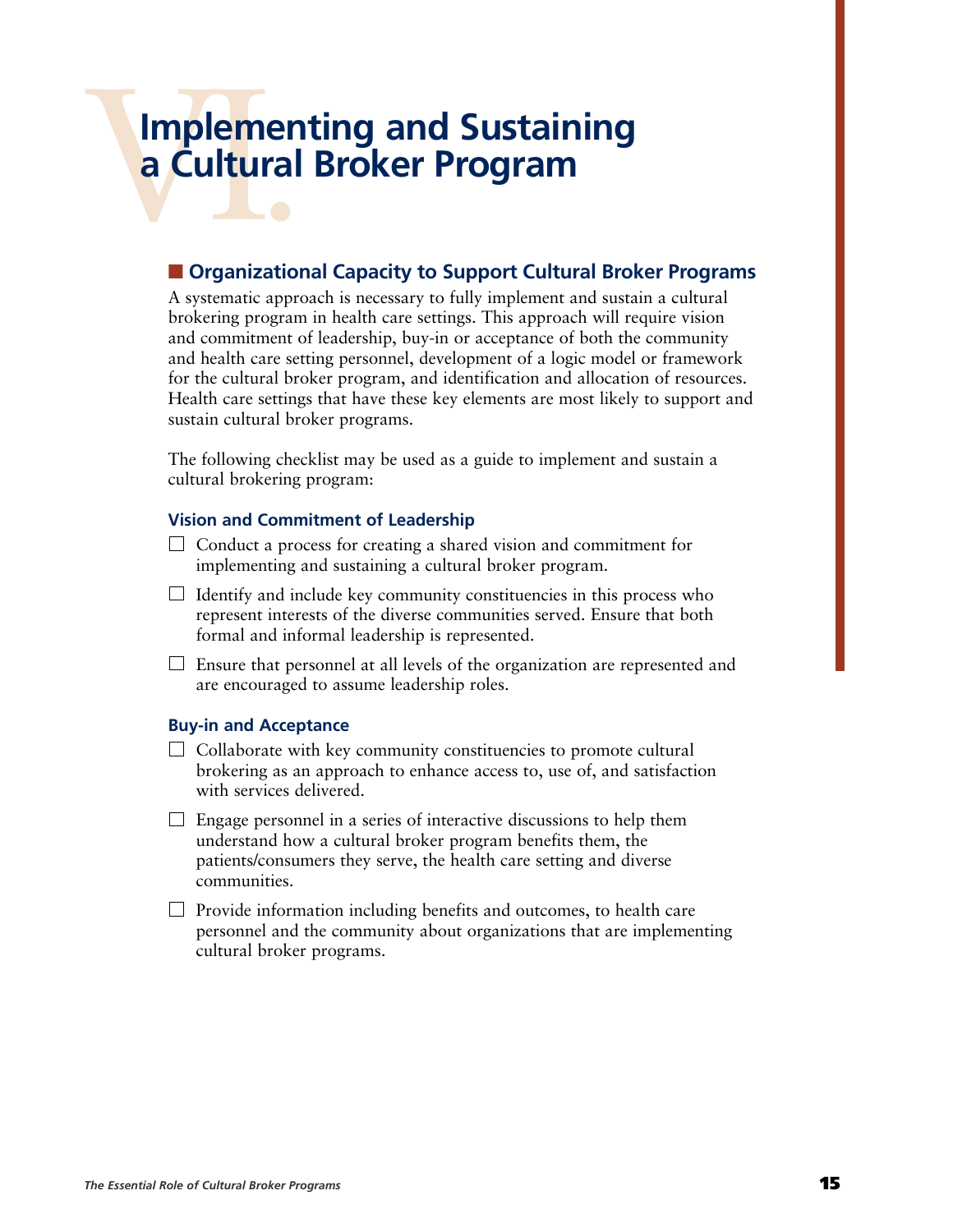# VI. Implementing and Sustaining a Cultural Broker Program

## Organizational Capacity to Support Cultural Broker Programs

A systematic approach is necessary to fully implement and sustain a cultural brokering program in health care settings. This approach will require vision and commitment of leadership, buy-in or acceptance of both the community and health care setting personnel, development of a logic model or framework for the cultural broker program, and identification and allocation of resources. Health care settings that have these key elements are most likely to support and sustain cultural broker programs.

The following checklist may be used as a guide to implement and sustain a cultural brokering program:

### Vision and Commitment of Leadership

- ☐ Conduct a process for creating a shared vision and commitment for implementing and sustaining a cultural broker program.
- ☐ Identify and include key community constituencies in this process who represent interests of the diverse communities served. Ensure that both formal and informal leadership is represented.
- ☐ Ensure that personnel at all levels of the organization are represented and are encouraged to assume leadership roles.

### Buy-in and Acceptance

- ☐ Collaborate with key community constituencies to promote cultural brokering as an approach to enhance access to, use of, and satisfaction with services delivered.
- ☐ Engage personnel in a series of interactive discussions to help them understand how a cultural broker program benefits them, the patients/consumers they serve, the health care setting and diverse communities.
- ☐ Provide information including benefits and outcomes, to health care personnel and the community about organizations that are implementing cultural broker programs.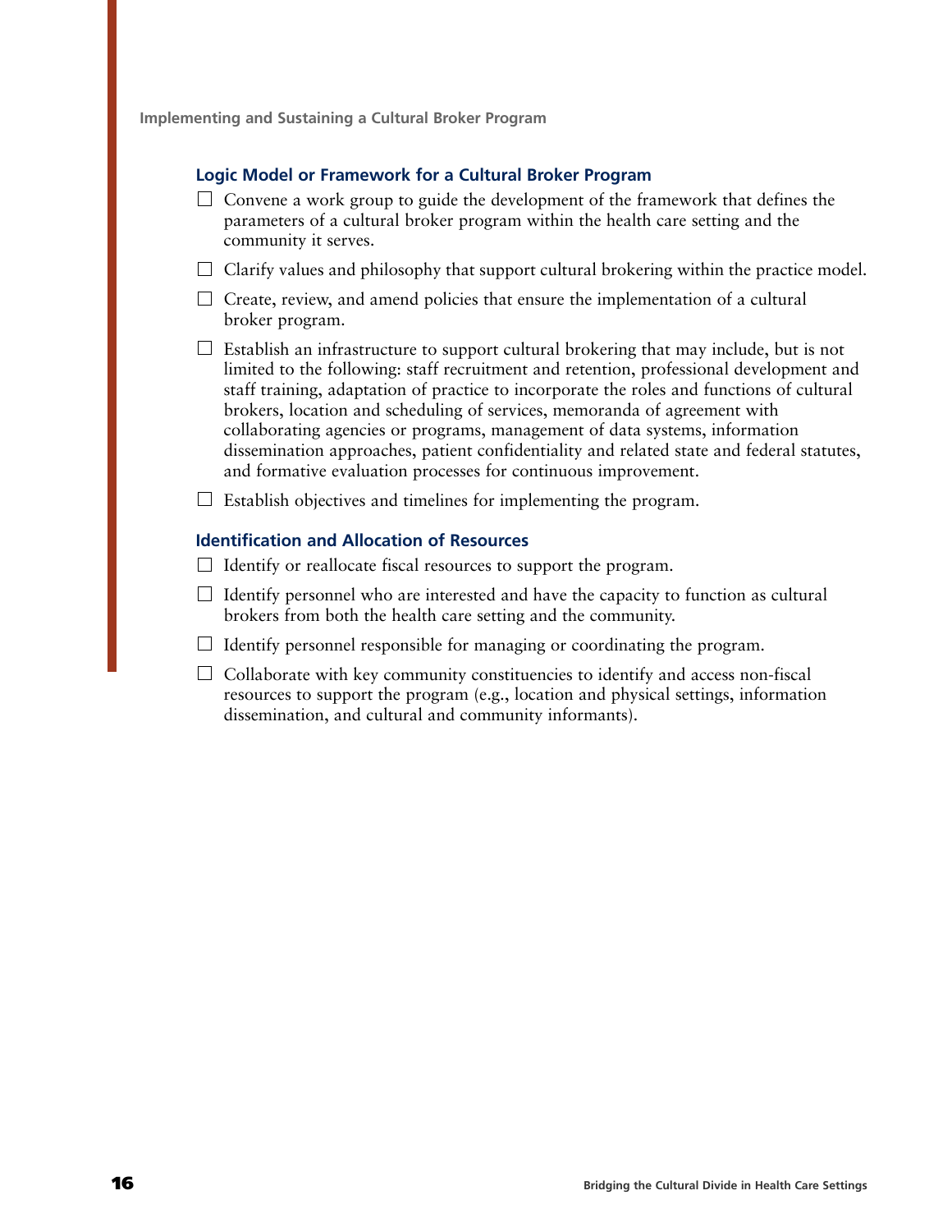### Logic Model or Framework for a Cultural Broker Program

- ☐ Convene a work group to guide the development of the framework that defines the parameters of a cultural broker program within the health care setting and the community it serves.
- ☐ Clarify values and philosophy that support cultural brokering within the practice model.
- ☐ Create, review, and amend policies that ensure the implementation of a cultural broker program.
- ☐ Establish an infrastructure to support cultural brokering that may include, but is not limited to the following: staff recruitment and retention, professional development and staff training, adaptation of practice to incorporate the roles and functions of cultural brokers, location and scheduling of services, memoranda of agreement with collaborating agencies or programs, management of data systems, information dissemination approaches, patient confidentiality and related state and federal statutes, and formative evaluation processes for continuous improvement.
- ☐ Establish objectives and timelines for implementing the program.

### Identification and Allocation of Resources

- ☐ Identify or reallocate fiscal resources to support the program.
- ☐ Identify personnel who are interested and have the capacity to function as cultural brokers from both the health care setting and the community.
- ☐ Identify personnel responsible for managing or coordinating the program.
- ☐ Collaborate with key community constituencies to identify and access non-fiscal resources to support the program (e.g., location and physical settings, information dissemination, and cultural and community informants).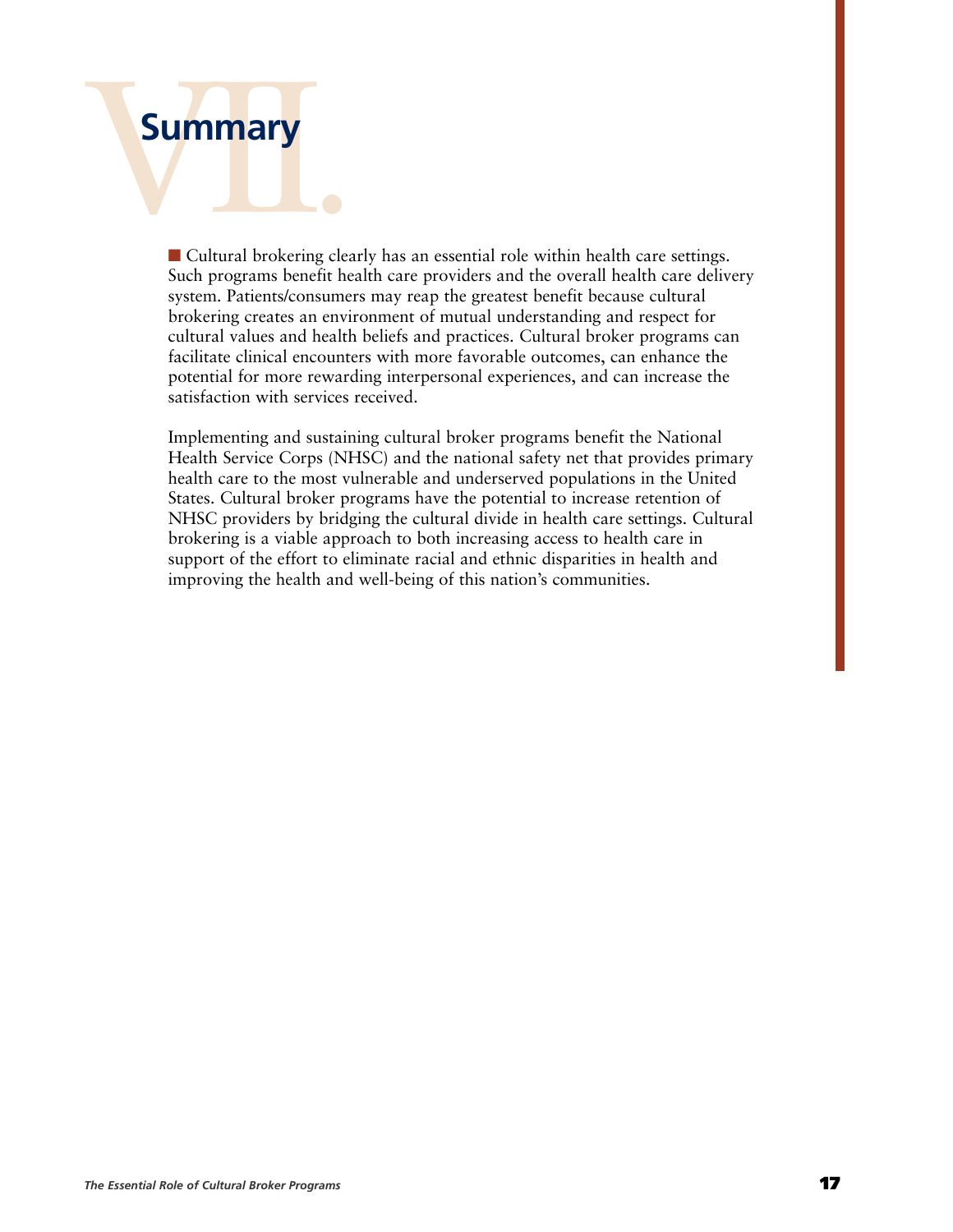# VII. Summary

Cultural brokering clearly has an essential role within health care settings. Such programs benefit health care providers and the overall health care delivery system. Patients/consumers may reap the greatest benefit because cultural brokering creates an environment of mutual understanding and respect for cultural values and health beliefs and practices. Cultural broker programs can facilitate clinical encounters with more favorable outcomes, can enhance the potential for more rewarding interpersonal experiences, and can increase the satisfaction with services received.

Implementing and sustaining cultural broker programs benefit the National Health Service Corps (NHSC) and the national safety net that provides primary health care to the most vulnerable and underserved populations in the United States. Cultural broker programs have the potential to increase retention of NHSC providers by bridging the cultural divide in health care settings. Cultural brokering is a viable approach to both increasing access to health care in support of the effort to eliminate racial and ethnic disparities in health and improving the health and well-being of this nation's communities.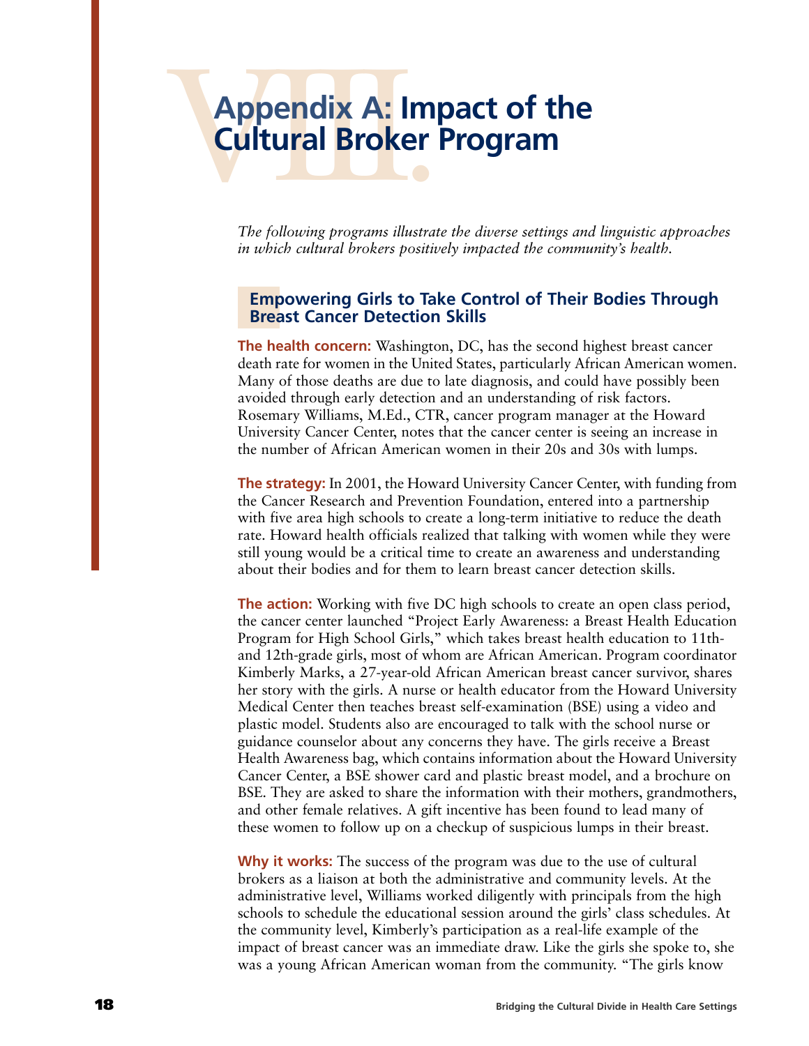# Appendix A: Impact of the Cultural Broker Program

*The following programs illustrate the diverse settings and linguistic approaches in which cultural brokers positively impacted the community's health.*

## Empowering Girls to Take Control of Their Bodies Through Breast Cancer Detection Skills

**The health concern:** Washington, DC, has the second highest breast cancer death rate for women in the United States, particularly African American women. Many of those deaths are due to late diagnosis, and could have possibly been avoided through early detection and an understanding of risk factors. Rosemary Williams, M.Ed., CTR, cancer program manager at the Howard University Cancer Center, notes that the cancer center is seeing an increase in the number of African American women in their 20s and 30s with lumps.

**The strategy:** In 2001, the Howard University Cancer Center, with funding from the Cancer Research and Prevention Foundation, entered into a partnership with five area high schools to create a long-term initiative to reduce the death rate. Howard health officials realized that talking with women while they were still young would be a critical time to create an awareness and understanding about their bodies and for them to learn breast cancer detection skills.

**The action:** Working with five DC high schools to create an open class period, the cancer center launched "Project Early Awareness: a Breast Health Education Program for High School Girls," which takes breast health education to 11th- and 12th-grade girls, most of whom are African American. Program coordinator Kimberly Marks, a 27-year-old African American breast cancer survivor, shares her story with the girls. A nurse or health educator from the Howard University Medical Center then teaches breast self-examination (BSE) using a video and plastic model. Students also are encouraged to talk with the school nurse or guidance counselor about any concerns they have. The girls receive a Breast Health Awareness bag, which contains information about the Howard University Cancer Center, a BSE shower card and plastic breast model, and a brochure on BSE. They are asked to share the information with their mothers, grandmothers, and other female relatives. A gift incentive has been found to lead many of these women to follow up on a checkup of suspicious lumps in their breast.

**Why it works:** The success of the program was due to the use of cultural brokers as a liaison at both the administrative and community levels. At the administrative level, Williams worked diligently with principals from the high schools to schedule the educational session around the girls' class schedules. At the community level, Kimberly's participation as a real-life example of the impact of breast cancer was an immediate draw. Like the girls she spoke to, she was a young African American woman from the community. "The girls know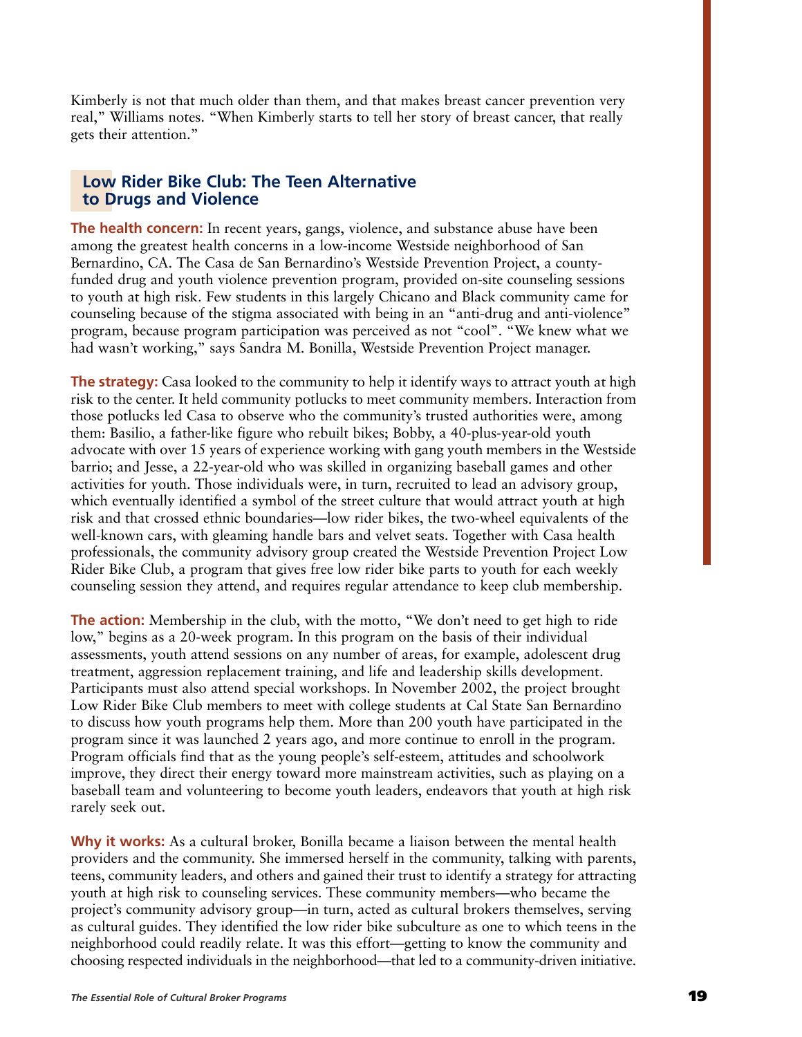Kimberly is not that much older than them, and that makes breast cancer prevention very real," Williams notes. "When Kimberly starts to tell her story of breast cancer, that really gets their attention."

## Low Rider Bike Club: The Teen Alternative to Drugs and Violence

**The health concern:** In recent years, gangs, violence, and substance abuse have been among the greatest health concerns in a low-income Westside neighborhood of San Bernardino, CA. The Casa de San Bernardino's Westside Prevention Project, a county-funded drug and youth violence prevention program, provided on-site counseling sessions to youth at high risk. Few students in this largely Chicano and Black community came for counseling because of the stigma associated with being in an "anti-drug and anti-violence" program, because program participation was perceived as not "cool". "We knew what we had wasn't working," says Sandra M. Bonilla, Westside Prevention Project manager.

**The strategy:** Casa looked to the community to help it identify ways to attract youth at high risk to the center. It held community potlucks to meet community members. Interaction from those potlucks led Casa to observe who the community's trusted authorities were, among them: Basilio, a father-like figure who rebuilt bikes; Bobby, a 40-plus-year-old youth advocate with over 15 years of experience working with gang youth members in the Westside barrio; and Jesse, a 22-year-old who was skilled in organizing baseball games and other activities for youth. Those individuals were, in turn, recruited to lead an advisory group, which eventually identified a symbol of the street culture that would attract youth at high risk and that crossed ethnic boundaries—low rider bikes, the two-wheel equivalents of the well-known cars, with gleaming handle bars and velvet seats. Together with Casa health professionals, the community advisory group created the Westside Prevention Project Low Rider Bike Club, a program that gives free low rider bike parts to youth for each weekly counseling session they attend, and requires regular attendance to keep club membership.

**The action:** Membership in the club, with the motto, "We don't need to get high to ride low," begins as a 20-week program. In this program on the basis of their individual assessments, youth attend sessions on any number of areas, for example, adolescent drug treatment, aggression replacement training, and life and leadership skills development. Participants must also attend special workshops. In November 2002, the project brought Low Rider Bike Club members to meet with college students at Cal State San Bernardino to discuss how youth programs help them. More than 200 youth have participated in the program since it was launched 2 years ago, and more continue to enroll in the program. Program officials find that as the young people's self-esteem, attitudes and schoolwork improve, they direct their energy toward more mainstream activities, such as playing on a baseball team and volunteering to become youth leaders, endeavors that youth at high risk rarely seek out.

**Why it works:** As a cultural broker, Bonilla became a liaison between the mental health providers and the community. She immersed herself in the community, talking with parents, teens, community leaders, and others and gained their trust to identify a strategy for attracting youth at high risk to counseling services. These community members—who became the project's community advisory group—in turn, acted as cultural brokers themselves, serving as cultural guides. They identified the low rider bike subculture as one to which teens in the neighborhood could readily relate. It was this effort—getting to know the community and choosing respected individuals in the neighborhood—that led to a community-driven initiative.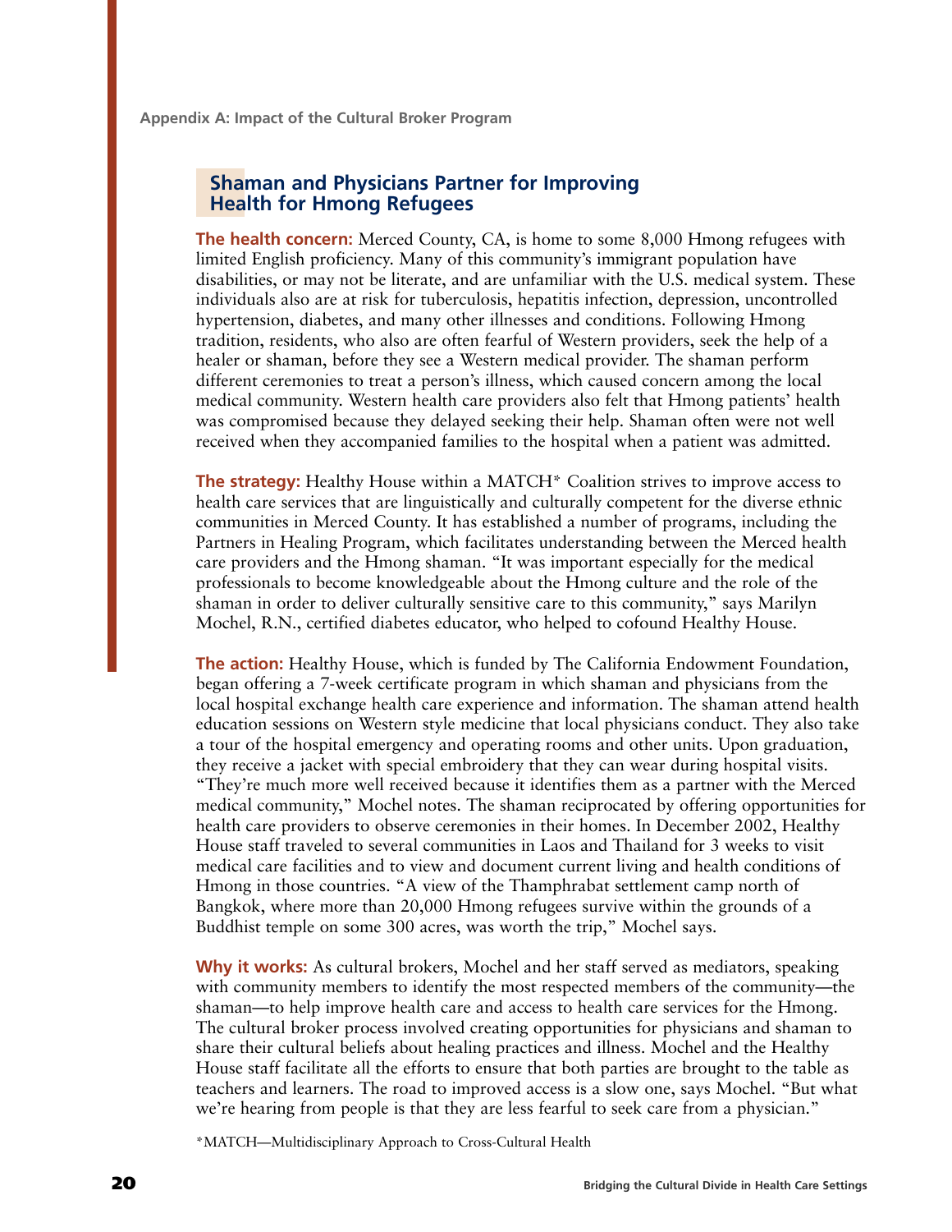Appendix A: Impact of the Cultural Broker Program

## Shaman and Physicians Partner for Improving Health for Hmong Refugees

**The health concern:** Merced County, CA, is home to some 8,000 Hmong refugees with limited English proficiency. Many of this community's immigrant population have disabilities, or may not be literate, and are unfamiliar with the U.S. medical system. These individuals also are at risk for tuberculosis, hepatitis infection, depression, uncontrolled hypertension, diabetes, and many other illnesses and conditions. Following Hmong tradition, residents, who also are often fearful of Western providers, seek the help of a healer or shaman, before they see a Western medical provider. The shaman perform different ceremonies to treat a person's illness, which caused concern among the local medical community. Western health care providers also felt that Hmong patients' health was compromised because they delayed seeking their help. Shaman often were not well received when they accompanied families to the hospital when a patient was admitted.

**The strategy:** Healthy House within a MATCH* Coalition strives to improve access to health care services that are linguistically and culturally competent for the diverse ethnic communities in Merced County. It has established a number of programs, including the Partners in Healing Program, which facilitates understanding between the Merced health care providers and the Hmong shaman. "It was important especially for the medical professionals to become knowledgeable about the Hmong culture and the role of the shaman in order to deliver culturally sensitive care to this community," says Marilyn Mochel, R.N., certified diabetes educator, who helped to cofound Healthy House.

**The action:** Healthy House, which is funded by The California Endowment Foundation, began offering a 7-week certificate program in which shaman and physicians from the local hospital exchange health care experience and information. The shaman attend health education sessions on Western style medicine that local physicians conduct. They also take a tour of the hospital emergency and operating rooms and other units. Upon graduation, they receive a jacket with special embroidery that they can wear during hospital visits. "They're much more well received because it identifies them as a partner with the Merced medical community," Mochel notes. The shaman reciprocated by offering opportunities for health care providers to observe ceremonies in their homes. In December 2002, Healthy House staff traveled to several communities in Laos and Thailand for 3 weeks to visit medical care facilities and to view and document current living and health conditions of Hmong in those countries. "A view of the Thamphrabat settlement camp north of Bangkok, where more than 20,000 Hmong refugees survive within the grounds of a Buddhist temple on some 300 acres, was worth the trip," Mochel says.

**Why it works:** As cultural brokers, Mochel and her staff served as mediators, speaking with community members to identify the most respected members of the community—the shaman—to help improve health care and access to health care services for the Hmong. The cultural broker process involved creating opportunities for physicians and shaman to share their cultural beliefs about healing practices and illness. Mochel and the Healthy House staff facilitate all the efforts to ensure that both parties are brought to the table as teachers and learners. The road to improved access is a slow one, says Mochel. "But what we're hearing from people is that they are less fearful to seek care from a physician."

*MATCH—Multidisciplinary Approach to Cross-Cultural Health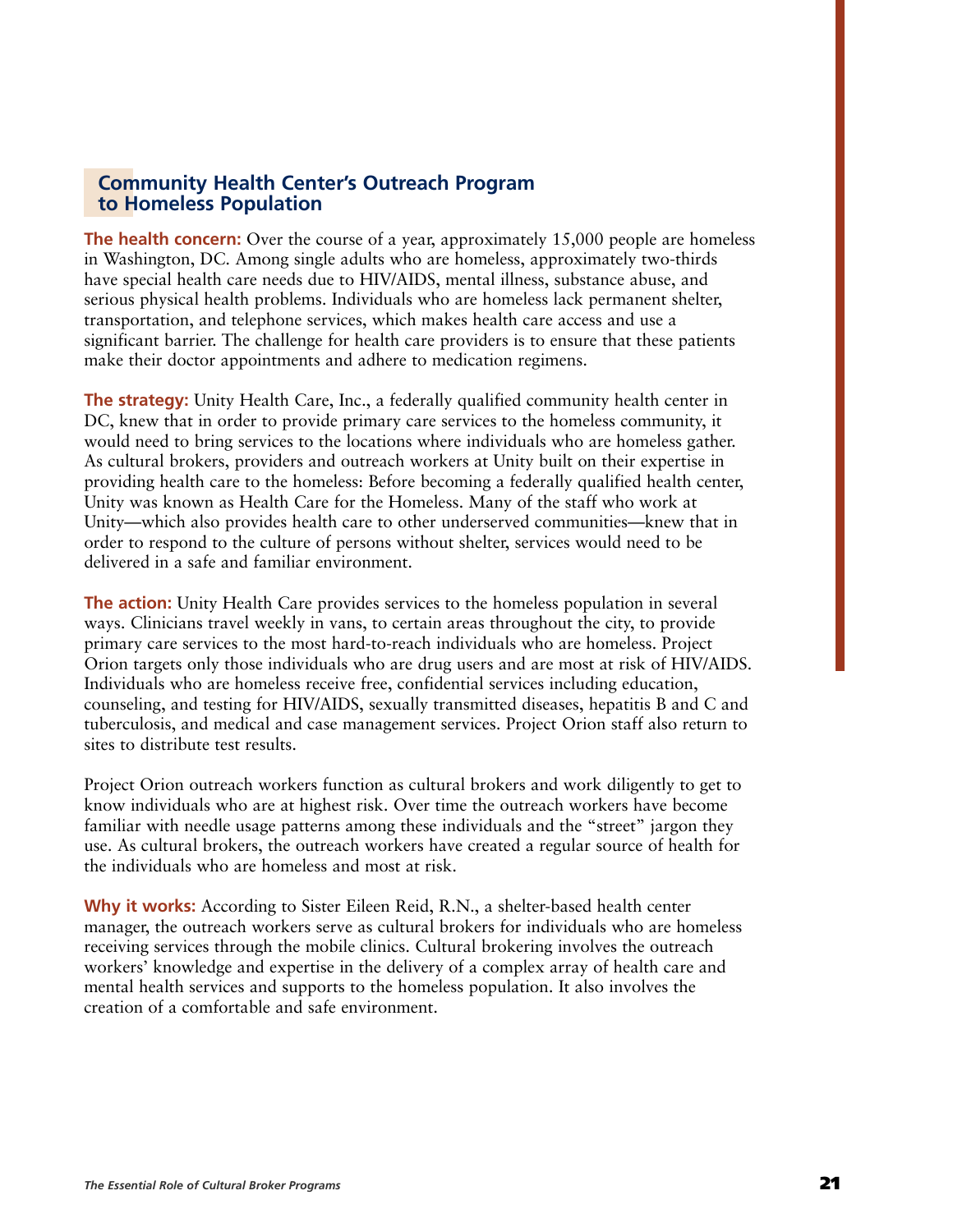## Community Health Center's Outreach Program to Homeless Population

**The health concern:** Over the course of a year, approximately 15,000 people are homeless in Washington, DC. Among single adults who are homeless, approximately two-thirds have special health care needs due to HIV/AIDS, mental illness, substance abuse, and serious physical health problems. Individuals who are homeless lack permanent shelter, transportation, and telephone services, which makes health care access and use a significant barrier. The challenge for health care providers is to ensure that these patients make their doctor appointments and adhere to medication regimens.

**The strategy:** Unity Health Care, Inc., a federally qualified community health center in DC, knew that in order to provide primary care services to the homeless community, it would need to bring services to the locations where individuals who are homeless gather. As cultural brokers, providers and outreach workers at Unity built on their expertise in providing health care to the homeless: Before becoming a federally qualified health center, Unity was known as Health Care for the Homeless. Many of the staff who work at Unity—which also provides health care to other underserved communities—knew that in order to respond to the culture of persons without shelter, services would need to be delivered in a safe and familiar environment.

**The action:** Unity Health Care provides services to the homeless population in several ways. Clinicians travel weekly in vans, to certain areas throughout the city, to provide primary care services to the most hard-to-reach individuals who are homeless. Project Orion targets only those individuals who are drug users and are most at risk of HIV/AIDS. Individuals who are homeless receive free, confidential services including education, counseling, and testing for HIV/AIDS, sexually transmitted diseases, hepatitis B and C and tuberculosis, and medical and case management services. Project Orion staff also return to sites to distribute test results.

Project Orion outreach workers function as cultural brokers and work diligently to get to know individuals who are at highest risk. Over time the outreach workers have become familiar with needle usage patterns among these individuals and the "street" jargon they use. As cultural brokers, the outreach workers have created a regular source of health for the individuals who are homeless and most at risk.

**Why it works:** According to Sister Eileen Reid, R.N., a shelter-based health center manager, the outreach workers serve as cultural brokers for individuals who are homeless receiving services through the mobile clinics. Cultural brokering involves the outreach workers' knowledge and expertise in the delivery of a complex array of health care and mental health services and supports to the homeless population. It also involves the creation of a comfortable and safe environment.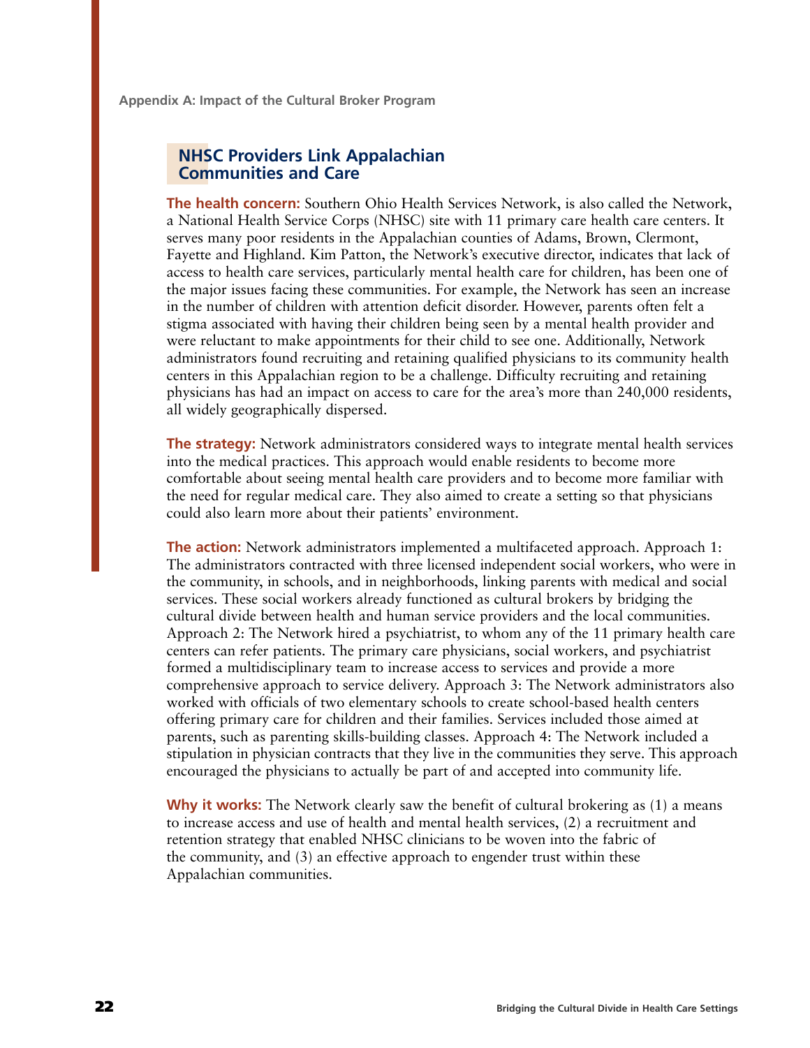## NHSC Providers Link Appalachian Communities and Care

**The health concern:** Southern Ohio Health Services Network, is also called the Network, a National Health Service Corps (NHSC) site with 11 primary care health care centers. It serves many poor residents in the Appalachian counties of Adams, Brown, Clermont, Fayette and Highland. Kim Patton, the Network's executive director, indicates that lack of access to health care services, particularly mental health care for children, has been one of the major issues facing these communities. For example, the Network has seen an increase in the number of children with attention deficit disorder. However, parents often felt a stigma associated with having their children being seen by a mental health provider and were reluctant to make appointments for their child to see one. Additionally, Network administrators found recruiting and retaining qualified physicians to its community health centers in this Appalachian region to be a challenge. Difficulty recruiting and retaining physicians has had an impact on access to care for the area's more than 240,000 residents, all widely geographically dispersed.

**The strategy:** Network administrators considered ways to integrate mental health services into the medical practices. This approach would enable residents to become more comfortable about seeing mental health care providers and to become more familiar with the need for regular medical care. They also aimed to create a setting so that physicians could also learn more about their patients' environment.

**The action:** Network administrators implemented a multifaceted approach. Approach 1: The administrators contracted with three licensed independent social workers, who were in the community, in schools, and in neighborhoods, linking parents with medical and social services. These social workers already functioned as cultural brokers by bridging the cultural divide between health and human service providers and the local communities. Approach 2: The Network hired a psychiatrist, to whom any of the 11 primary health care centers can refer patients. The primary care physicians, social workers, and psychiatrist formed a multidisciplinary team to increase access to services and provide a more comprehensive approach to service delivery. Approach 3: The Network administrators also worked with officials of two elementary schools to create school-based health centers offering primary care for children and their families. Services included those aimed at parents, such as parenting skills-building classes. Approach 4: The Network included a stipulation in physician contracts that they live in the communities they serve. This approach encouraged the physicians to actually be part of and accepted into community life.

**Why it works:** The Network clearly saw the benefit of cultural brokering as (1) a means to increase access and use of health and mental health services, (2) a recruitment and retention strategy that enabled NHSC clinicians to be woven into the fabric of the community, and (3) an effective approach to engender trust within these Appalachian communities.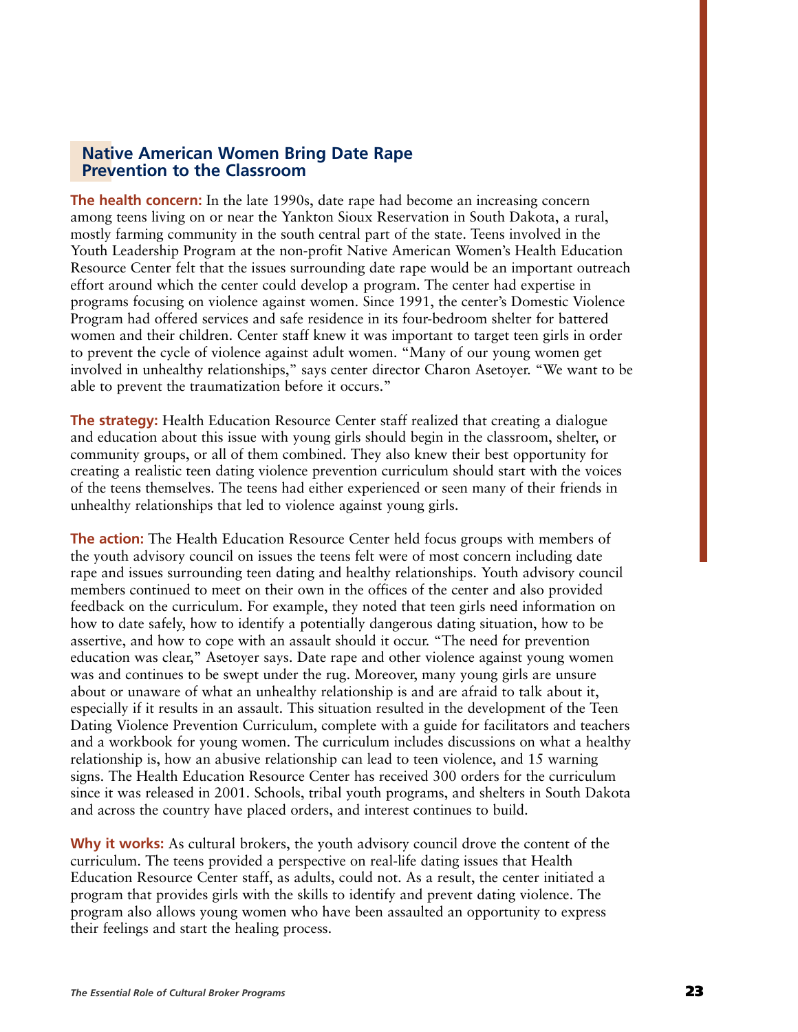## Native American Women Bring Date Rape Prevention to the Classroom

**The health concern:** In the late 1990s, date rape had become an increasing concern among teens living on or near the Yankton Sioux Reservation in South Dakota, a rural, mostly farming community in the south central part of the state. Teens involved in the Youth Leadership Program at the non-profit Native American Women's Health Education Resource Center felt that the issues surrounding date rape would be an important outreach effort around which the center could develop a program. The center had expertise in programs focusing on violence against women. Since 1991, the center's Domestic Violence Program had offered services and safe residence in its four-bedroom shelter for battered women and their children. Center staff knew it was important to target teen girls in order to prevent the cycle of violence against adult women. "Many of our young women get involved in unhealthy relationships," says center director Charon Asetoyer. "We want to be able to prevent the traumatization before it occurs."

**The strategy:** Health Education Resource Center staff realized that creating a dialogue and education about this issue with young girls should begin in the classroom, shelter, or community groups, or all of them combined. They also knew their best opportunity for creating a realistic teen dating violence prevention curriculum should start with the voices of the teens themselves. The teens had either experienced or seen many of their friends in unhealthy relationships that led to violence against young girls.

**The action:** The Health Education Resource Center held focus groups with members of the youth advisory council on issues the teens felt were of most concern including date rape and issues surrounding teen dating and healthy relationships. Youth advisory council members continued to meet on their own in the offices of the center and also provided feedback on the curriculum. For example, they noted that teen girls need information on how to date safely, how to identify a potentially dangerous dating situation, how to be assertive, and how to cope with an assault should it occur. "The need for prevention education was clear," Asetoyer says. Date rape and other violence against young women was and continues to be swept under the rug. Moreover, many young girls are unsure about or unaware of what an unhealthy relationship is and are afraid to talk about it, especially if it results in an assault. This situation resulted in the development of the Teen Dating Violence Prevention Curriculum, complete with a guide for facilitators and teachers and a workbook for young women. The curriculum includes discussions on what a healthy relationship is, how an abusive relationship can lead to teen violence, and 15 warning signs. The Health Education Resource Center has received 300 orders for the curriculum since it was released in 2001. Schools, tribal youth programs, and shelters in South Dakota and across the country have placed orders, and interest continues to build.

**Why it works:** As cultural brokers, the youth advisory council drove the content of the curriculum. The teens provided a perspective on real-life dating issues that Health Education Resource Center staff, as adults, could not. As a result, the center initiated a program that provides girls with the skills to identify and prevent dating violence. The program also allows young women who have been assaulted an opportunity to express their feelings and start the healing process.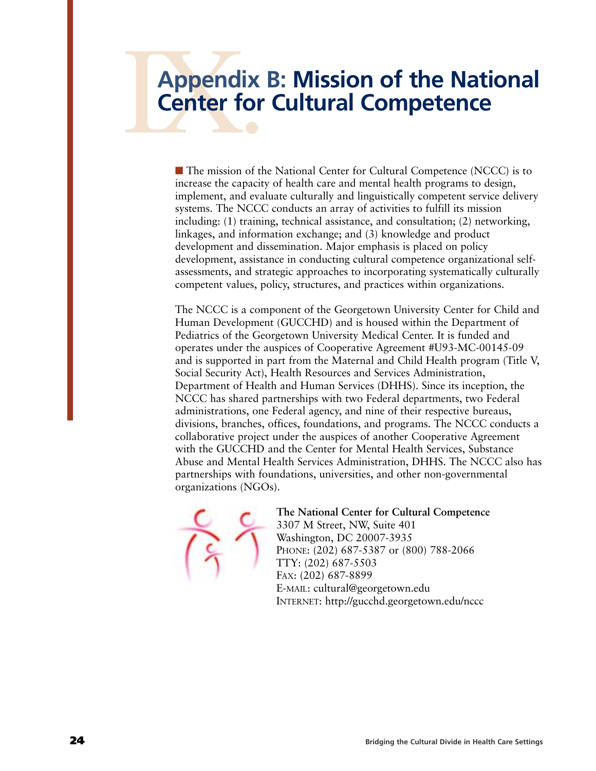# Appendix B: Mission of the National Center for Cultural Competence

The mission of the National Center for Cultural Competence (NCCC) is to increase the capacity of health care and mental health programs to design, implement, and evaluate culturally and linguistically competent service delivery systems. The NCCC conducts an array of activities to fulfill its mission including: (1) training, technical assistance, and consultation; (2) networking, linkages, and information exchange; and (3) knowledge and product development and dissemination. Major emphasis is placed on policy development, assistance in conducting cultural competence organizational self-assessments, and strategic approaches to incorporating systematically culturally competent values, policy, structures, and practices within organizations.

The NCCC is a component of the Georgetown University Center for Child and Human Development (GUCCHD) and is housed within the Department of Pediatrics of the Georgetown University Medical Center. It is funded and operates under the auspices of Cooperative Agreement #U93-MC-00145-09 and is supported in part from the Maternal and Child Health program (Title V, Social Security Act), Health Resources and Services Administration, Department of Health and Human Services (DHHS). Since its inception, the NCCC has shared partnerships with two Federal departments, two Federal administrations, one Federal agency, and nine of their respective bureaus, divisions, branches, offices, foundations, and programs. The NCCC conducts a collaborative project under the auspices of another Cooperative Agreement with the GUCCHD and the Center for Mental Health Services, Substance Abuse and Mental Health Services Administration, DHHS. The NCCC also has partnerships with foundations, universities, and other non-governmental organizations (NGOs).

**The National Center for Cultural Competence**
3307 M Street, NW, Suite 401
Washington, DC 20007-3935
PHONE: (202) 687-5387 or (800) 788-2066
TTY: (202) 687-5503
FAX: (202) 687-8899
E-MAIL: cultural@georgetown.edu
INTERNET: http://gucchd.georgetown.edu/nccc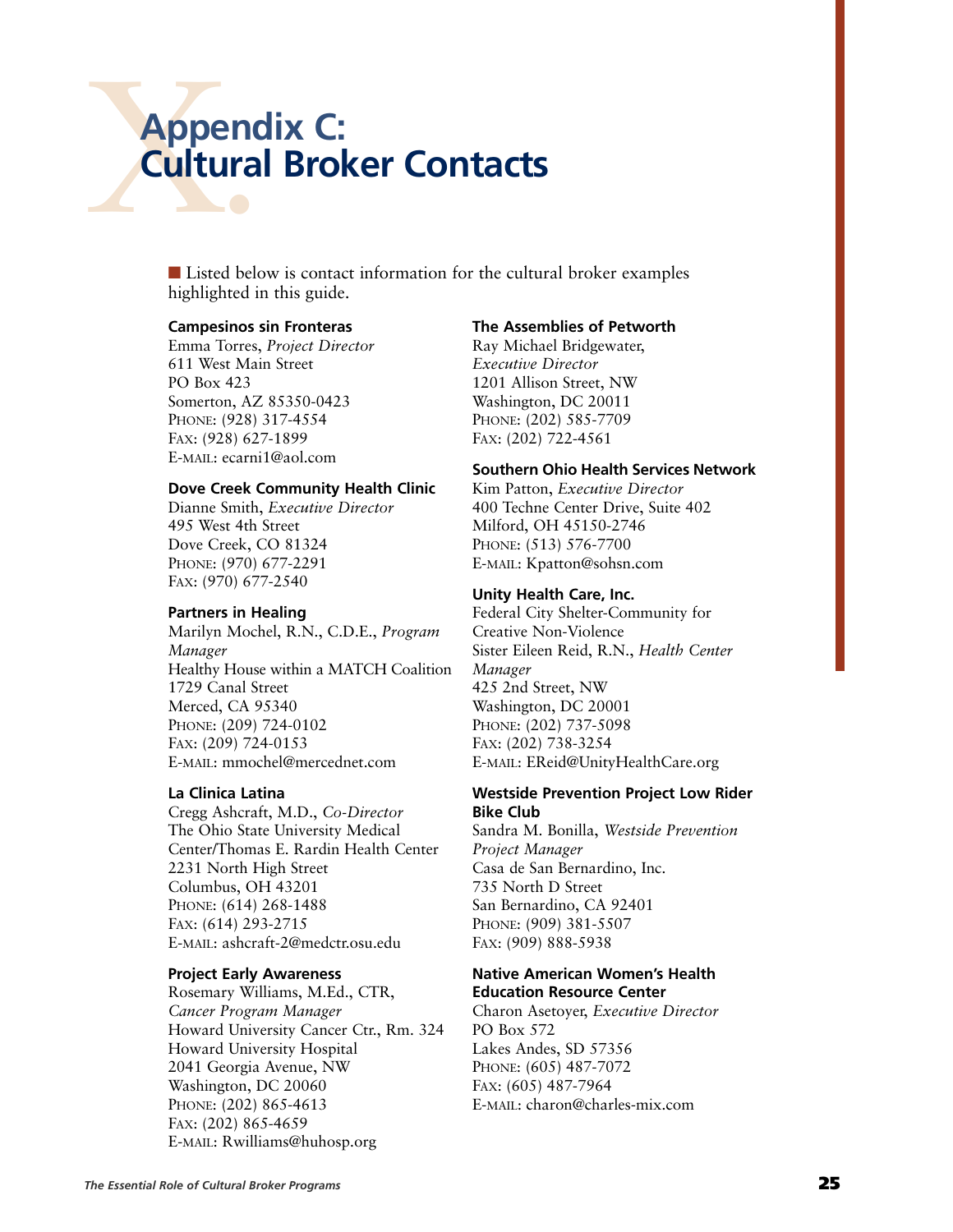# Appendix C: Cultural Broker Contacts

Listed below is contact information for the cultural broker examples highlighted in this guide.

**Campesinos sin Fronteras**
Emma Torres, *Project Director*
611 West Main Street
PO Box 423
Somerton, AZ 85350-0423
PHONE: (928) 317-4554
FAX: (928) 627-1899
E-MAIL: ecarni1@aol.com

**Dove Creek Community Health Clinic**
Dianne Smith, *Executive Director*
495 West 4th Street
Dove Creek, CO 81324
PHONE: (970) 677-2291
FAX: (970) 677-2540

**Partners in Healing**
Marilyn Mochel, R.N., C.D.E., *Program Manager*
Healthy House within a MATCH Coalition
1729 Canal Street
Merced, CA 95340
PHONE: (209) 724-0102
FAX: (209) 724-0153
E-MAIL: mmochel@mercednet.com

**La Clinica Latina**
Cregg Ashcraft, M.D., *Co-Director*
The Ohio State University Medical Center/Thomas E. Rardin Health Center
2231 North High Street
Columbus, OH 43201
PHONE: (614) 268-1488
FAX: (614) 293-2715
E-MAIL: ashcraft-2@medctr.osu.edu

**Project Early Awareness**
Rosemary Williams, M.Ed., CTR, *Cancer Program Manager*
Howard University Cancer Ctr., Rm. 324
Howard University Hospital
2041 Georgia Avenue, NW
Washington, DC 20060
PHONE: (202) 865-4613
FAX: (202) 865-4659
E-MAIL: Rwilliams@huhosp.org

**The Assemblies of Petworth**
Ray Michael Bridgewater, *Executive Director*
1201 Allison Street, NW
Washington, DC 20011
PHONE: (202) 585-7709
FAX: (202) 722-4561

**Southern Ohio Health Services Network**
Kim Patton, *Executive Director*
400 Techne Center Drive, Suite 402
Milford, OH 45150-2746
PHONE: (513) 576-7700
E-MAIL: Kpatton@sohsn.com

**Unity Health Care, Inc.**
Federal City Shelter-Community for Creative Non-Violence
Sister Eileen Reid, R.N., *Health Center Manager*
425 2nd Street, NW
Washington, DC 20001
PHONE: (202) 737-5098
FAX: (202) 738-3254
E-MAIL: EReid@UnityHealthCare.org

**Westside Prevention Project Low Rider Bike Club**
Sandra M. Bonilla, *Westside Prevention Project Manager*
Casa de San Bernardino, Inc.
735 North D Street
San Bernardino, CA 92401
PHONE: (909) 381-5507
FAX: (909) 888-5938

**Native American Women's Health Education Resource Center**
Charon Asetoyer, *Executive Director*
PO Box 572
Lakes Andes, SD 57356
PHONE: (605) 487-7072
FAX: (605) 487-7964
E-MAIL: charon@charles-mix.com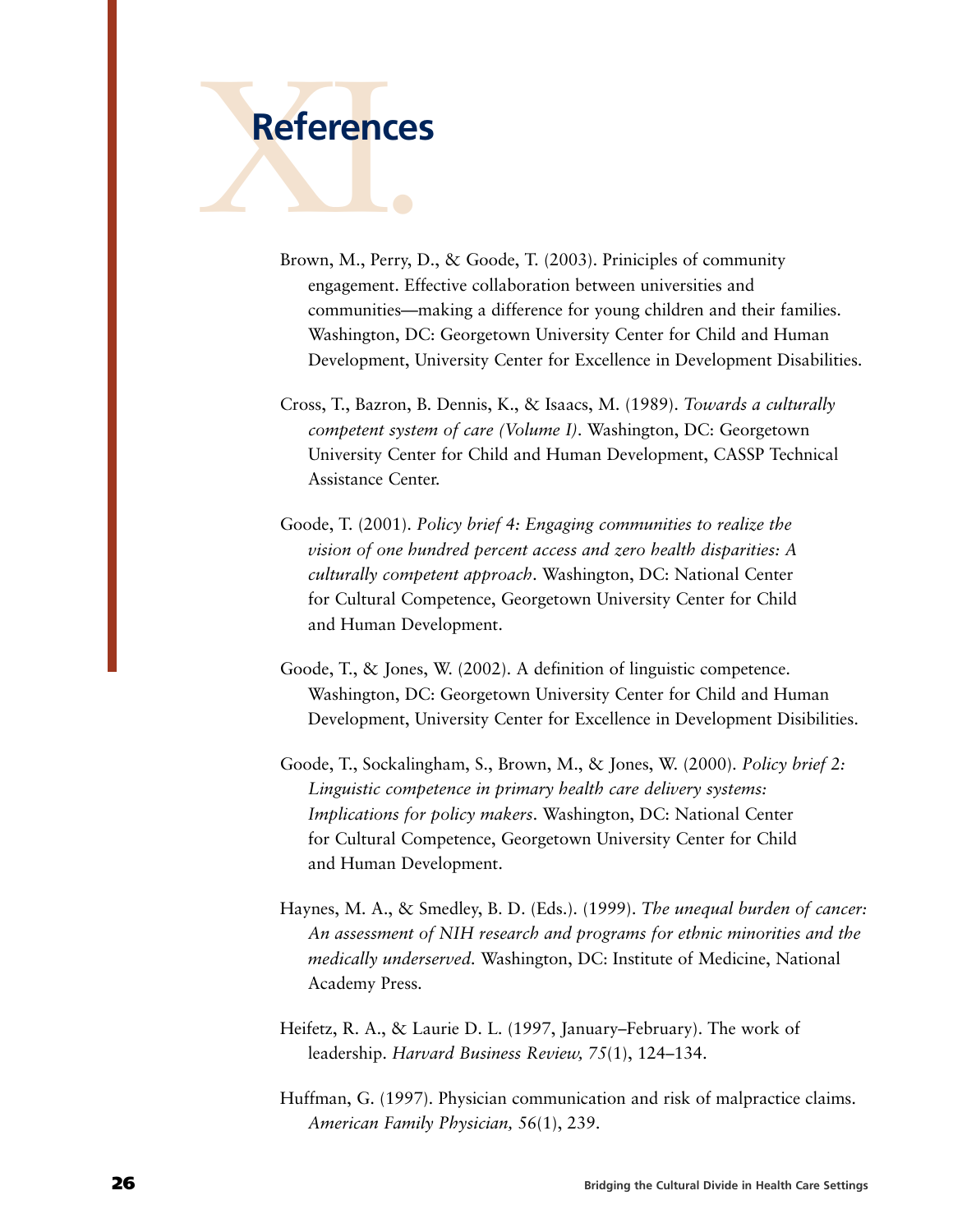# XI. References

Brown, M., Perry, D., & Goode, T. (2003). Priniciples of community engagement. Effective collaboration between universities and communities—making a difference for young children and their families. Washington, DC: Georgetown University Center for Child and Human Development, University Center for Excellence in Development Disabilities.

Cross, T., Bazron, B. Dennis, K., & Isaacs, M. (1989). *Towards a culturally competent system of care (Volume I)*. Washington, DC: Georgetown University Center for Child and Human Development, CASSP Technical Assistance Center.

Goode, T. (2001). *Policy brief 4: Engaging communities to realize the vision of one hundred percent access and zero health disparities: A culturally competent approach*. Washington, DC: National Center for Cultural Competence, Georgetown University Center for Child and Human Development.

Goode, T., & Jones, W. (2002). A definition of linguistic competence. Washington, DC: Georgetown University Center for Child and Human Development, University Center for Excellence in Development Disibilities.

Goode, T., Sockalingham, S., Brown, M., & Jones, W. (2000). *Policy brief 2: Linguistic competence in primary health care delivery systems: Implications for policy makers*. Washington, DC: National Center for Cultural Competence, Georgetown University Center for Child and Human Development.

Haynes, M. A., & Smedley, B. D. (Eds.). (1999). *The unequal burden of cancer: An assessment of NIH research and programs for ethnic minorities and the medically underserved.* Washington, DC: Institute of Medicine, National Academy Press.

Heifetz, R. A., & Laurie D. L. (1997, January–February). The work of leadership. *Harvard Business Review, 75*(1), 124–134.

Huffman, G. (1997). Physician communication and risk of malpractice claims. *American Family Physician, 56*(1), 239.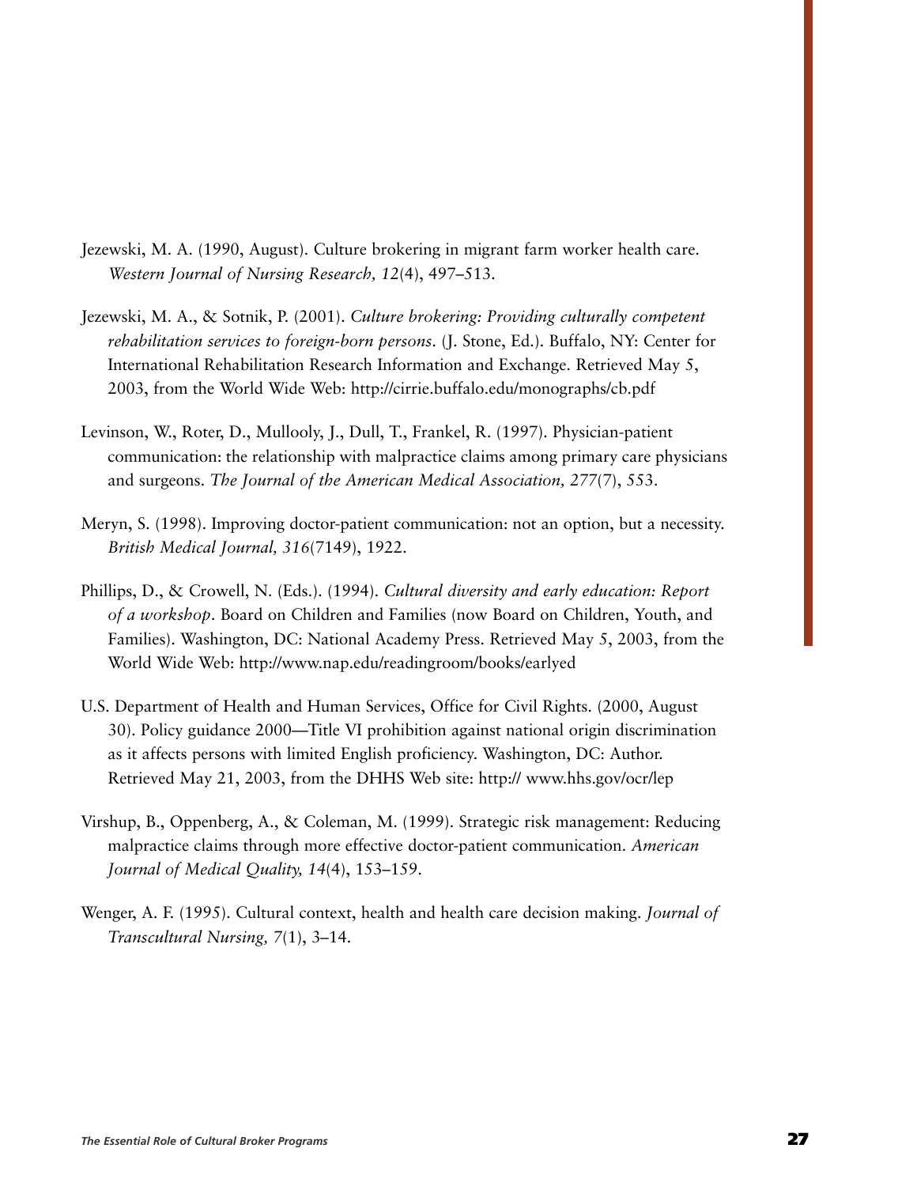Jezewski, M. A. (1990, August). Culture brokering in migrant farm worker health care. *Western Journal of Nursing Research, 12*(4), 497–513.

Jezewski, M. A., & Sotnik, P. (2001). *Culture brokering: Providing culturally competent rehabilitation services to foreign-born persons*. (J. Stone, Ed.). Buffalo, NY: Center for International Rehabilitation Research Information and Exchange. Retrieved May 5, 2003, from the World Wide Web: http://cirrie.buffalo.edu/monographs/cb.pdf

Levinson, W., Roter, D., Mullooly, J., Dull, T., Frankel, R. (1997). Physician-patient communication: the relationship with malpractice claims among primary care physicians and surgeons. *The Journal of the American Medical Association, 277*(7), 553.

Meryn, S. (1998). Improving doctor-patient communication: not an option, but a necessity. *British Medical Journal, 316*(7149), 1922.

Phillips, D., & Crowell, N. (Eds.). (1994). *Cultural diversity and early education: Report of a workshop*. Board on Children and Families (now Board on Children, Youth, and Families). Washington, DC: National Academy Press. Retrieved May 5, 2003, from the World Wide Web: http://www.nap.edu/readingroom/books/earlyed

U.S. Department of Health and Human Services, Office for Civil Rights. (2000, August 30). Policy guidance 2000—Title VI prohibition against national origin discrimination as it affects persons with limited English proficiency. Washington, DC: Author. Retrieved May 21, 2003, from the DHHS Web site: http:// www.hhs.gov/ocr/lep

Virshup, B., Oppenberg, A., & Coleman, M. (1999). Strategic risk management: Reducing malpractice claims through more effective doctor-patient communication. *American Journal of Medical Quality, 14*(4), 153–159.

Wenger, A. F. (1995). Cultural context, health and health care decision making. *Journal of Transcultural Nursing, 7*(1), 3–14.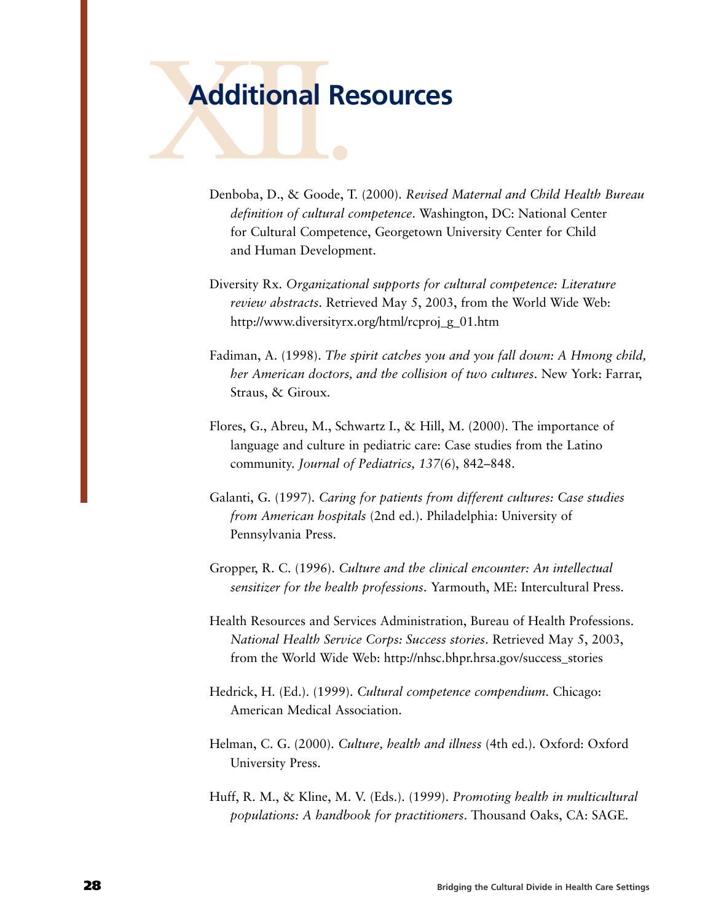# XII. Additional Resources

Denboba, D., & Goode, T. (2000). *Revised Maternal and Child Health Bureau definition of cultural competence*. Washington, DC: National Center for Cultural Competence, Georgetown University Center for Child and Human Development.

Diversity Rx. *Organizational supports for cultural competence: Literature review abstracts*. Retrieved May 5, 2003, from the World Wide Web: http://www.diversityrx.org/html/rcproj_g_01.htm

Fadiman, A. (1998). *The spirit catches you and you fall down: A Hmong child, her American doctors, and the collision of two cultures*. New York: Farrar, Straus, & Giroux.

Flores, G., Abreu, M., Schwartz I., & Hill, M. (2000). The importance of language and culture in pediatric care: Case studies from the Latino community. *Journal of Pediatrics, 137*(6), 842–848.

Galanti, G. (1997). *Caring for patients from different cultures: Case studies from American hospitals* (2nd ed.). Philadelphia: University of Pennsylvania Press.

Gropper, R. C. (1996). *Culture and the clinical encounter: An intellectual sensitizer for the health professions*. Yarmouth, ME: Intercultural Press.

Health Resources and Services Administration, Bureau of Health Professions. *National Health Service Corps: Success stories*. Retrieved May 5, 2003, from the World Wide Web: http://nhsc.bhpr.hrsa.gov/success_stories

Hedrick, H. (Ed.). (1999). *Cultural competence compendium*. Chicago: American Medical Association.

Helman, C. G. (2000). *Culture, health and illness* (4th ed.). Oxford: Oxford University Press.

Huff, R. M., & Kline, M. V. (Eds.). (1999). *Promoting health in multicultural populations: A handbook for practitioners*. Thousand Oaks, CA: SAGE.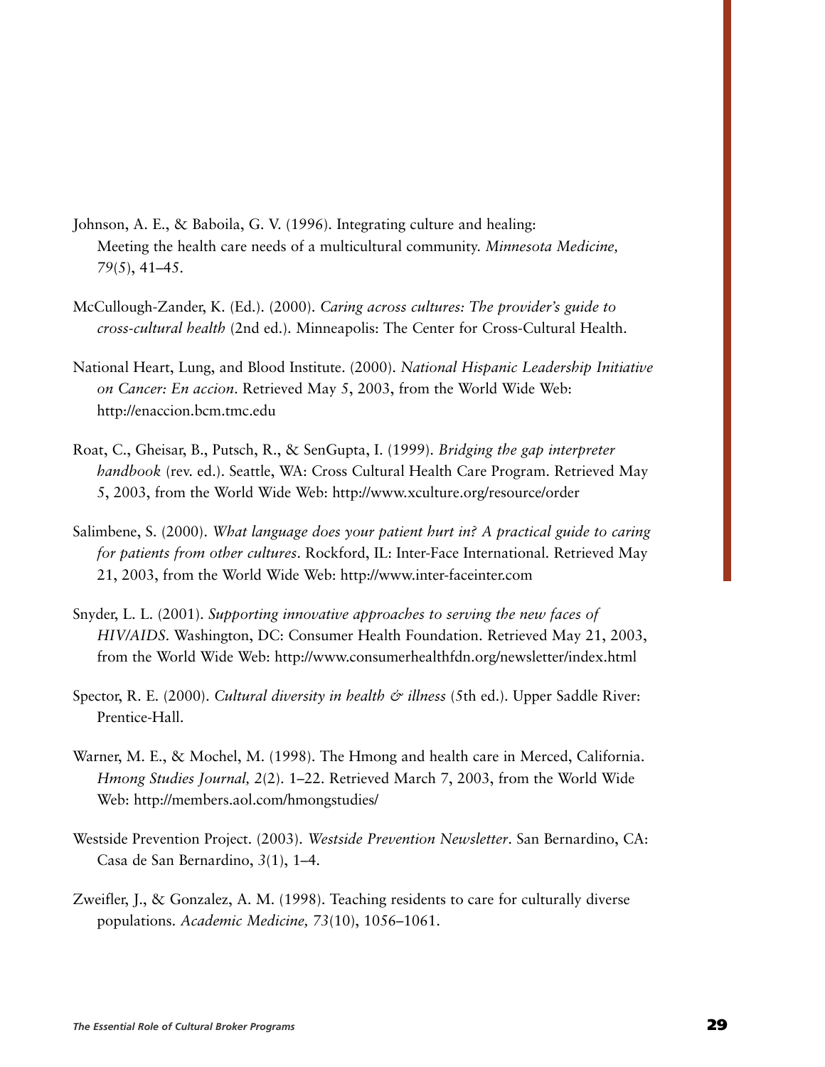Johnson, A. E., & Baboila, G. V. (1996). Integrating culture and healing: Meeting the health care needs of a multicultural community. *Minnesota Medicine, 79*(5), 41–45.

McCullough-Zander, K. (Ed.). (2000). *Caring across cultures: The provider's guide to cross-cultural health* (2nd ed.). Minneapolis: The Center for Cross-Cultural Health.

National Heart, Lung, and Blood Institute. (2000). *National Hispanic Leadership Initiative on Cancer: En accion*. Retrieved May 5, 2003, from the World Wide Web: http://enaccion.bcm.tmc.edu

Roat, C., Gheisar, B., Putsch, R., & SenGupta, I. (1999). *Bridging the gap interpreter handbook* (rev. ed.). Seattle, WA: Cross Cultural Health Care Program. Retrieved May 5, 2003, from the World Wide Web: http://www.xculture.org/resource/order

Salimbene, S. (2000). *What language does your patient hurt in? A practical guide to caring for patients from other cultures*. Rockford, IL: Inter-Face International. Retrieved May 21, 2003, from the World Wide Web: http://www.inter-faceinter.com

Snyder, L. L. (2001). *Supporting innovative approaches to serving the new faces of HIV/AIDS*. Washington, DC: Consumer Health Foundation. Retrieved May 21, 2003, from the World Wide Web: http://www.consumerhealthfdn.org/newsletter/index.html

Spector, R. E. (2000). *Cultural diversity in health & illness* (5th ed.). Upper Saddle River: Prentice-Hall.

Warner, M. E., & Mochel, M. (1998). The Hmong and health care in Merced, California. *Hmong Studies Journal, 2*(2). 1–22. Retrieved March 7, 2003, from the World Wide Web: http://members.aol.com/hmongstudies/

Westside Prevention Project. (2003). *Westside Prevention Newsletter*. San Bernardino, CA: Casa de San Bernardino, *3*(1), 1–4.

Zweifler, J., & Gonzalez, A. M. (1998). Teaching residents to care for culturally diverse populations. *Academic Medicine, 73*(10), 1056–1061.